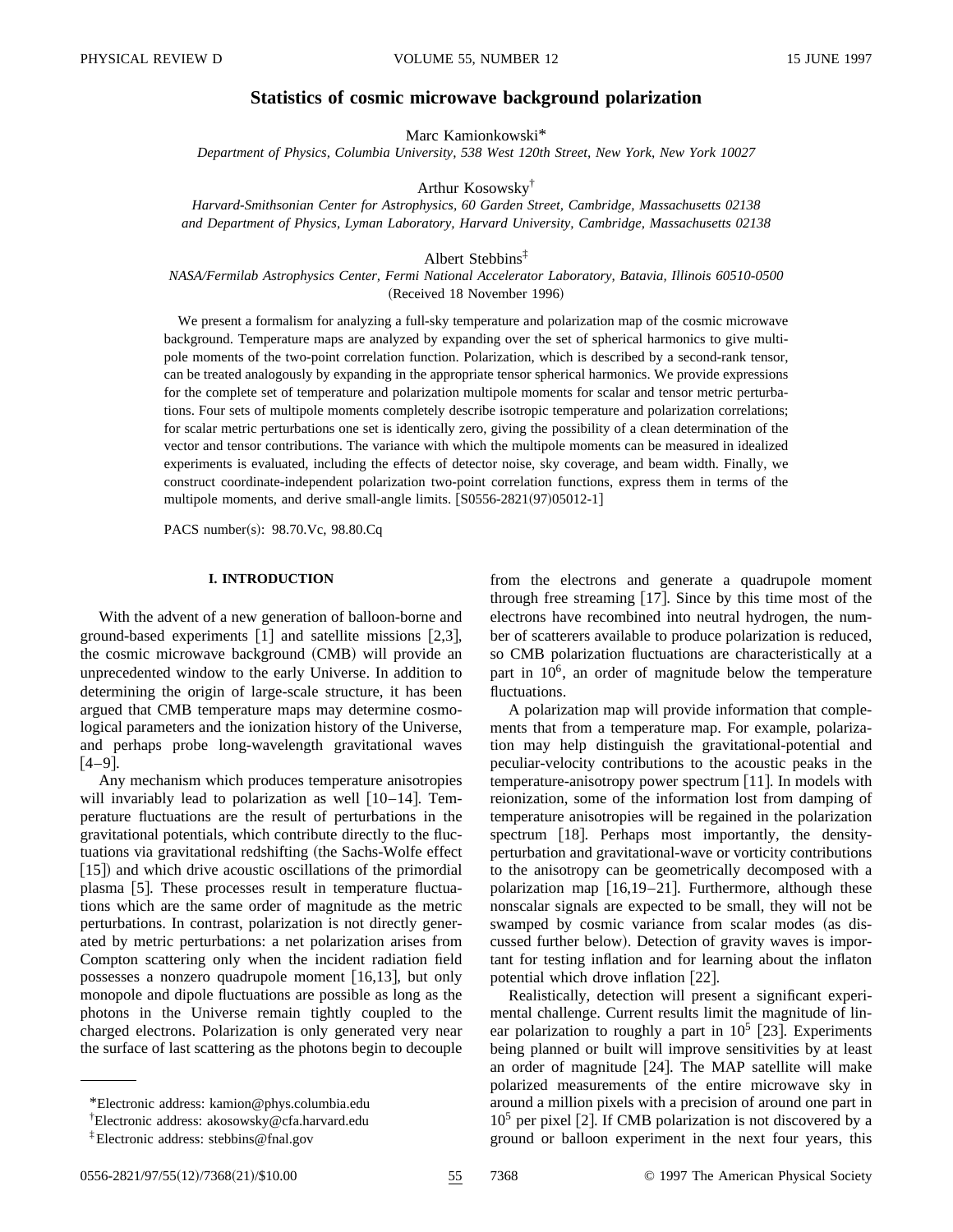# Statistics of cosmic microwave background polarization

Marc Kamionkowski*

*Department of Physics, Columbia University, 538 West 120th Street, New York, New York 10027*

Arthur Kosowsky†

*Harvard-Smithsonian Center for Astrophysics, 60 Garden Street, Cambridge, Massachusetts 02138*
*and Department of Physics, Lyman Laboratory, Harvard University, Cambridge, Massachusetts 02138*

Albert Stebbins‡

*NASA/Fermilab Astrophysics Center, Fermi National Accelerator Laboratory, Batavia, Illinois 60510-0500*

(Received 18 November 1996)

We present a formalism for analyzing a full-sky temperature and polarization map of the cosmic microwave background. Temperature maps are analyzed by expanding over the set of spherical harmonics to give multipole moments of the two-point correlation function. Polarization, which is described by a second-rank tensor, can be treated analogously by expanding in the appropriate tensor spherical harmonics. We provide expressions for the complete set of temperature and polarization multipole moments for scalar and tensor metric perturbations. Four sets of multipole moments completely describe isotropic temperature and polarization correlations; for scalar metric perturbations one set is identically zero, giving the possibility of a clean determination of the vector and tensor contributions. The variance with which the multipole moments can be measured in idealized experiments is evaluated, including the effects of detector noise, sky coverage, and beam width. Finally, we construct coordinate-independent polarization two-point correlation functions, express them in terms of the multipole moments, and derive small-angle limits. [S0556-2821(97)05012-1]

PACS number(s): 98.70.Vc, 98.80.Cq

## I. INTRODUCTION

With the advent of a new generation of balloon-borne and ground-based experiments [1] and satellite missions [2,3], the cosmic microwave background (CMB) will provide an unprecedented window to the early Universe. In addition to determining the origin of large-scale structure, it has been argued that CMB temperature maps may determine cosmological parameters and the ionization history of the Universe, and perhaps probe long-wavelength gravitational waves [4–9].

Any mechanism which produces temperature anisotropies will invariably lead to polarization as well [10–14]. Temperature fluctuations are the result of perturbations in the gravitational potentials, which contribute directly to the fluctuations via gravitational redshifting (the Sachs-Wolfe effect [15]) and which drive acoustic oscillations of the primordial plasma [5]. These processes result in temperature fluctuations which are the same order of magnitude as the metric perturbations. In contrast, polarization is not directly generated by metric perturbations: a net polarization arises from Compton scattering only when the incident radiation field possesses a nonzero quadrupole moment [16,13], but only monopole and dipole fluctuations are possible as long as the photons in the Universe remain tightly coupled to the charged electrons. Polarization is only generated very near the surface of last scattering as the photons begin to decouple from the electrons and generate a quadrupole moment through free streaming [17]. Since by this time most of the electrons have recombined into neutral hydrogen, the number of scatterers available to produce polarization is reduced, so CMB polarization fluctuations are characteristically at a part in $10^6$, an order of magnitude below the temperature fluctuations.

A polarization map will provide information that complements that from a temperature map. For example, polarization may help distinguish the gravitational-potential and peculiar-velocity contributions to the acoustic peaks in the temperature-anisotropy power spectrum [11]. In models with reionization, some of the information lost from damping of temperature anisotropies will be regained in the polarization spectrum [18]. Perhaps most importantly, the density-perturbation and gravitational-wave or vorticity contributions to the anisotropy can be geometrically decomposed with a polarization map [16,19–21]. Furthermore, although these nonscalar signals are expected to be small, they will not be swamped by cosmic variance from scalar modes (as discussed further below). Detection of gravity waves is important for testing inflation and for learning about the inflaton potential which drove inflation [22].

Realistically, detection will present a significant experimental challenge. Current results limit the magnitude of linear polarization to roughly a part in $10^5$ [23]. Experiments being planned or built will improve sensitivities by at least an order of magnitude [24]. The MAP satellite will make polarized measurements of the entire microwave sky in around a million pixels with a precision of around one part in $10^5$ per pixel [2]. If CMB polarization is not discovered by a ground or balloon experiment in the next four years, this

*Electronic address: kamion@phys.columbia.edu

†Electronic address: akosowsky@cfa.harvard.edu

‡Electronic address: stebbins@fnal.gov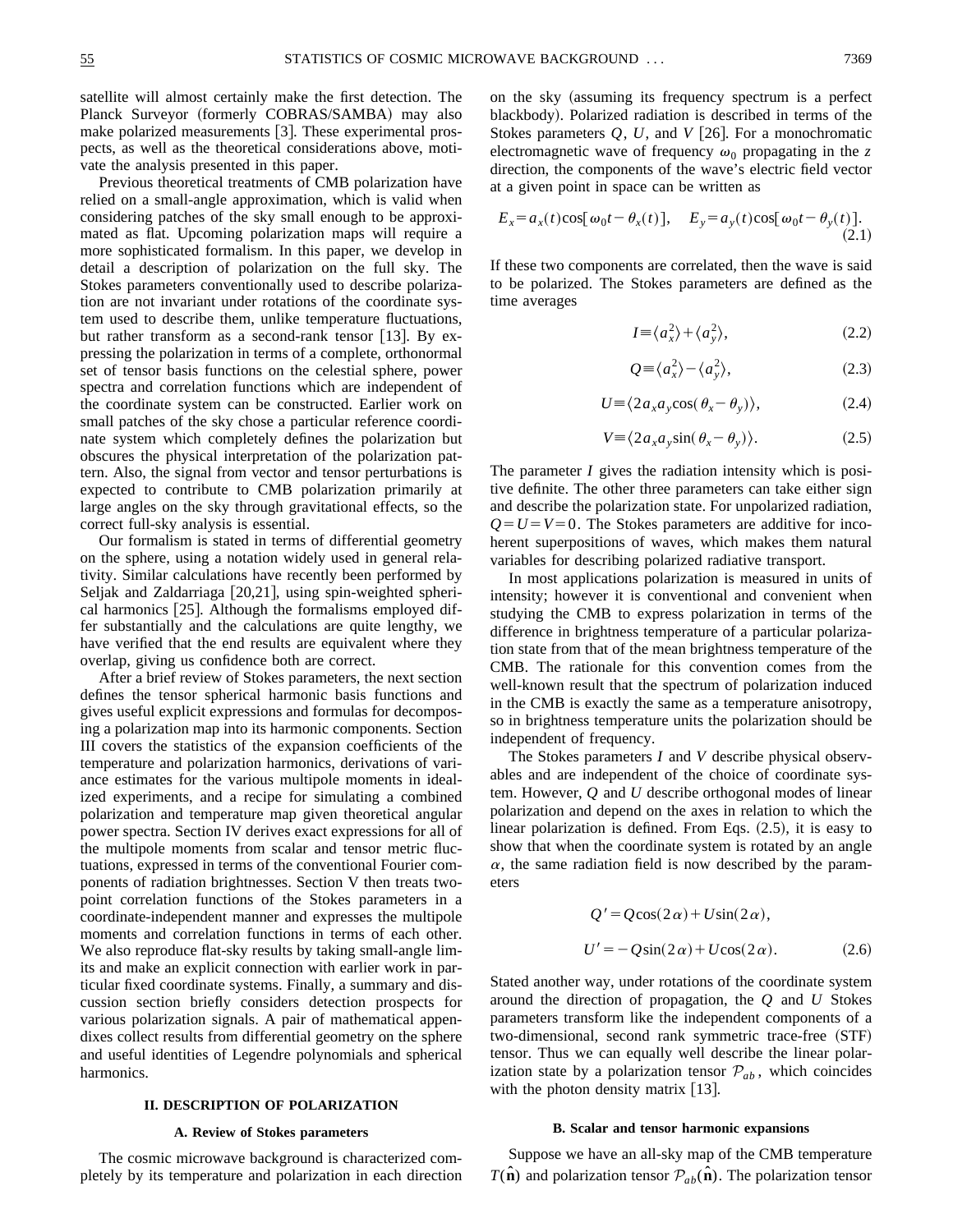satellite will almost certainly make the first detection. The Planck Surveyor (formerly COBRAS/SAMBA) may also make polarized measurements [3]. These experimental prospects, as well as the theoretical considerations above, motivate the analysis presented in this paper.

Previous theoretical treatments of CMB polarization have relied on a small-angle approximation, which is valid when considering patches of the sky small enough to be approximated as flat. Upcoming polarization maps will require a more sophisticated formalism. In this paper, we develop in detail a description of polarization on the full sky. The Stokes parameters conventionally used to describe polarization are not invariant under rotations of the coordinate system used to describe them, unlike temperature fluctuations, but rather transform as a second-rank tensor [13]. By expressing the polarization in terms of a complete, orthonormal set of tensor basis functions on the celestial sphere, power spectra and correlation functions which are independent of the coordinate system can be constructed. Earlier work on small patches of the sky chose a particular reference coordinate system which completely defines the polarization but obscures the physical interpretation of the polarization pattern. Also, the signal from vector and tensor perturbations is expected to contribute to CMB polarization primarily at large angles on the sky through gravitational effects, so the correct full-sky analysis is essential.

Our formalism is stated in terms of differential geometry on the sphere, using a notation widely used in general relativity. Similar calculations have recently been performed by Seljak and Zaldarriaga [20,21], using spin-weighted spherical harmonics [25]. Although the formalisms employed differ substantially and the calculations are quite lengthy, we have verified that the end results are equivalent where they overlap, giving us confidence both are correct.

After a brief review of Stokes parameters, the next section defines the tensor spherical harmonic basis functions and gives useful explicit expressions and formulas for decomposing a polarization map into its harmonic components. Section III covers the statistics of the expansion coefficients of the temperature and polarization harmonics, derivations of variance estimates for the various multipole moments in idealized experiments, and a recipe for simulating a combined polarization and temperature map given theoretical angular power spectra. Section IV derives exact expressions for all of the multipole moments from scalar and tensor metric fluctuations, expressed in terms of the conventional Fourier components of radiation brightnesses. Section V then treats two-point correlation functions of the Stokes parameters in a coordinate-independent manner and expresses the multipole moments and correlation functions in terms of each other. We also reproduce flat-sky results by taking small-angle limits and make an explicit connection with earlier work in particular fixed coordinate systems. Finally, a summary and discussion section briefly considers detection prospects for various polarization signals. A pair of mathematical appendixes collect results from differential geometry on the sphere and useful identities of Legendre polynomials and spherical harmonics.

## II. DESCRIPTION OF POLARIZATION

### A. Review of Stokes parameters

The cosmic microwave background is characterized completely by its temperature and polarization in each direction on the sky (assuming its frequency spectrum is a perfect blackbody). Polarized radiation is described in terms of the Stokes parameters $Q$, $U$, and $V$ [26]. For a monochromatic electromagnetic wave of frequency $\omega_0$ propagating in the $z$ direction, the components of the wave's electric field vector at a given point in space can be written as

$$E_x = a_x(t)\cos[\omega_0 t - \theta_x(t)], \quad E_y = a_y(t)\cos[\omega_0 t - \theta_y(t)]. \tag{2.1}$$

If these two components are correlated, then the wave is said to be polarized. The Stokes parameters are defined as the time averages

$$I \equiv \langle a_x^2 \rangle + \langle a_y^2 \rangle, \tag{2.2}$$

$$Q \equiv \langle a_x^2 \rangle - \langle a_y^2 \rangle, \tag{2.3}$$

$$U \equiv \langle 2 a_x a_y \cos(\theta_x - \theta_y) \rangle, \tag{2.4}$$

$$V \equiv \langle 2 a_x a_y \sin(\theta_x - \theta_y) \rangle. \tag{2.5}$$

The parameter $I$ gives the radiation intensity which is positive definite. The other three parameters can take either sign and describe the polarization state. For unpolarized radiation, $Q = U = V = 0$. The Stokes parameters are additive for incoherent superpositions of waves, which makes them natural variables for describing polarized radiative transport.

In most applications polarization is measured in units of intensity; however it is conventional and convenient when studying the CMB to express polarization in terms of the difference in brightness temperature of a particular polarization state from that of the mean brightness temperature of the CMB. The rationale for this convention comes from the well-known result that the spectrum of polarization induced in the CMB is exactly the same as a temperature anisotropy, so in brightness temperature units the polarization should be independent of frequency.

The Stokes parameters $I$ and $V$ describe physical observables and are independent of the choice of coordinate system. However, $Q$ and $U$ describe orthogonal modes of linear polarization and depend on the axes in relation to which the linear polarization is defined. From Eqs. (2.5), it is easy to show that when the coordinate system is rotated by an angle $\alpha$, the same radiation field is now described by the parameters

$$\begin{aligned} Q' &= Q\cos(2\alpha) + U\sin(2\alpha), \\ U' &= -Q\sin(2\alpha) + U\cos(2\alpha). \end{aligned} \tag{2.6}$$

Stated another way, under rotations of the coordinate system around the direction of propagation, the $Q$ and $U$ Stokes parameters transform like the independent components of a two-dimensional, second rank symmetric trace-free (STF) tensor. Thus we can equally well describe the linear polarization state by a polarization tensor $\mathcal{P}_{ab}$, which coincides with the photon density matrix [13].

### B. Scalar and tensor harmonic expansions

Suppose we have an all-sky map of the CMB temperature $T(\hat{\mathbf{n}})$ and polarization tensor $\mathcal{P}_{ab}(\hat{\mathbf{n}})$. The polarization tensor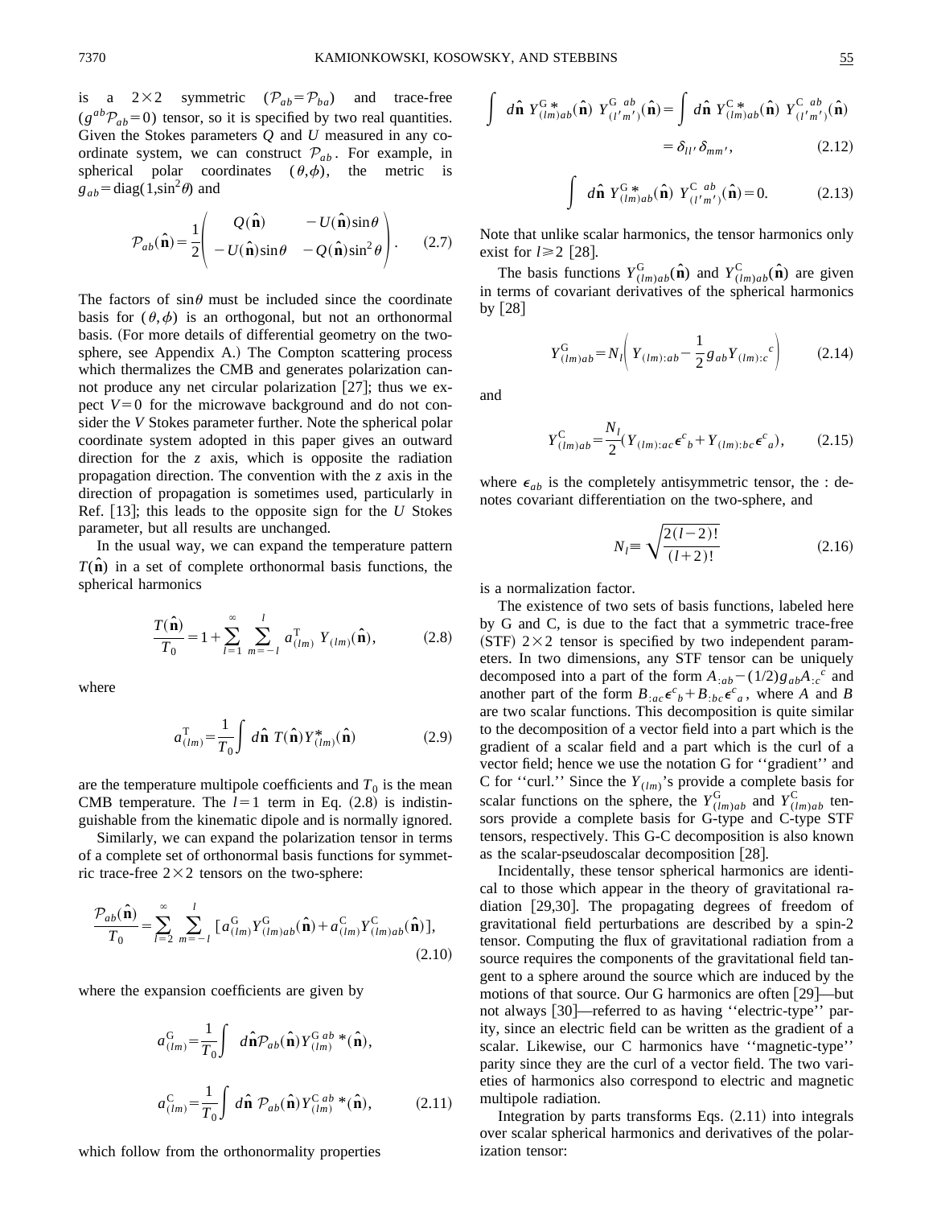is a $2\times 2$ symmetric ($\mathcal{P}_{ab}=\mathcal{P}_{ba}$) and trace-free ($g^{ab}\mathcal{P}_{ab}=0$) tensor, so it is specified by two real quantities. Given the Stokes parameters $Q$ and $U$ measured in any coordinate system, we can construct $\mathcal{P}_{ab}$. For example, in spherical polar coordinates $(\theta,\phi)$, the metric is $g_{ab}=\mathrm{diag}(1,\sin^2\theta)$ and

$$\mathcal{P}_{ab}(\hat{\mathbf{n}})=\frac{1}{2}\begin{pmatrix} Q(\hat{\mathbf{n}}) & -U(\hat{\mathbf{n}})\sin\theta \\ -U(\hat{\mathbf{n}})\sin\theta & -Q(\hat{\mathbf{n}})\sin^2\theta \end{pmatrix}. \tag{2.7}$$

The factors of $\sin\theta$ must be included since the coordinate basis for $(\theta,\phi)$ is an orthogonal, but not an orthonormal basis. (For more details of differential geometry on the two-sphere, see Appendix A.) The Compton scattering process which thermalizes the CMB and generates polarization cannot produce any net circular polarization [27]; thus we expect $V=0$ for the microwave background and do not consider the $V$ Stokes parameter further. Note the spherical polar coordinate system adopted in this paper gives an outward direction for the $z$ axis, which is opposite the radiation propagation direction. The convention with the $z$ axis in the direction of propagation is sometimes used, particularly in Ref. [13]; this leads to the opposite sign for the $U$ Stokes parameter, but all results are unchanged.

In the usual way, we can expand the temperature pattern $T(\hat{\mathbf{n}})$ in a set of complete orthonormal basis functions, the spherical harmonics

$$\frac{T(\hat{\mathbf{n}})}{T_0}=1+\sum_{l=1}^{\infty}\sum_{m=-l}^{l}a_{(lm)}^{\mathrm{T}}\,Y_{(lm)}(\hat{\mathbf{n}}), \tag{2.8}$$

where

$$a_{(lm)}^{\mathrm{T}}=\frac{1}{T_0}\int d\hat{\mathbf{n}}\;T(\hat{\mathbf{n}})Y_{(lm)}^{*}(\hat{\mathbf{n}}) \tag{2.9}$$

are the temperature multipole coefficients and $T_0$ is the mean CMB temperature. The $l=1$ term in Eq. (2.8) is indistinguishable from the kinematic dipole and is normally ignored.

Similarly, we can expand the polarization tensor in terms of a complete set of orthonormal basis functions for symmetric trace-free $2\times 2$ tensors on the two-sphere:

$$\frac{\mathcal{P}_{ab}(\hat{\mathbf{n}})}{T_0}=\sum_{l=2}^{\infty}\sum_{m=-l}^{l}\left[a_{(lm)}^{\mathrm{G}}Y_{(lm)ab}^{\mathrm{G}}(\hat{\mathbf{n}})+a_{(lm)}^{\mathrm{C}}Y_{(lm)ab}^{\mathrm{C}}(\hat{\mathbf{n}})\right], \tag{2.10}$$

where the expansion coefficients are given by

$$a_{(lm)}^{\mathrm{G}}=\frac{1}{T_0}\int d\hat{\mathbf{n}}\mathcal{P}_{ab}(\hat{\mathbf{n}})Y_{(lm)}^{\mathrm{G}\;ab\,*}(\hat{\mathbf{n}}),$$

$$a_{(lm)}^{\mathrm{C}}=\frac{1}{T_0}\int d\hat{\mathbf{n}}\;\mathcal{P}_{ab}(\hat{\mathbf{n}})Y_{(lm)}^{\mathrm{C}\;ab\,*}(\hat{\mathbf{n}}), \tag{2.11}$$

which follow from the orthonormality properties

$$\int d\hat{\mathbf{n}}\;Y_{(lm)ab}^{\mathrm{G}\,*}(\hat{\mathbf{n}})\;Y_{(l'm')}^{\mathrm{G}\;ab}(\hat{\mathbf{n}})=\int d\hat{\mathbf{n}}\;Y_{(lm)ab}^{\mathrm{C}\,*}(\hat{\mathbf{n}})\;Y_{(l'm')}^{\mathrm{C}\;ab}(\hat{\mathbf{n}})=\delta_{ll'}\delta_{mm'}, \tag{2.12}$$

$$\int d\hat{\mathbf{n}}\;Y_{(lm)ab}^{\mathrm{G}\,*}(\hat{\mathbf{n}})\;Y_{(l'm')}^{\mathrm{C}\;ab}(\hat{\mathbf{n}})=0. \tag{2.13}$$

Note that unlike scalar harmonics, the tensor harmonics only exist for $l\geq 2$ [28].

The basis functions $Y_{(lm)ab}^{\mathrm{G}}(\hat{\mathbf{n}})$ and $Y_{(lm)ab}^{\mathrm{C}}(\hat{\mathbf{n}})$ are given in terms of covariant derivatives of the spherical harmonics by [28]

$$Y_{(lm)ab}^{\mathrm{G}}=N_l\left(Y_{(lm):ab}-\frac{1}{2}g_{ab}Y_{(lm):c}{}^{c}\right) \tag{2.14}$$

and

$$Y_{(lm)ab}^{\mathrm{C}}=\frac{N_l}{2}\left(Y_{(lm):ac}\epsilon^{c}{}_{b}+Y_{(lm):bc}\epsilon^{c}{}_{a}\right), \tag{2.15}$$

where $\epsilon_{ab}$ is the completely antisymmetric tensor, the : denotes covariant differentiation on the two-sphere, and

$$N_l\equiv\sqrt{\frac{2(l-2)!}{(l+2)!}} \tag{2.16}$$

is a normalization factor.

The existence of two sets of basis functions, labeled here by G and C, is due to the fact that a symmetric trace-free (STF) $2\times 2$ tensor is specified by two independent parameters. In two dimensions, any STF tensor can be uniquely decomposed into a part of the form $A_{:ab}-(1/2)g_{ab}A_{:c}{}^{c}$ and another part of the form $B_{:ac}\epsilon^{c}{}_{b}+B_{:bc}\epsilon^{c}{}_{a}$, where $A$ and $B$ are two scalar functions. This decomposition is quite similar to the decomposition of a vector field into a part which is the gradient of a scalar field and a part which is the curl of a vector field; hence we use the notation G for "gradient" and C for "curl." Since the $Y_{(lm)}$'s provide a complete basis for scalar functions on the sphere, the $Y_{(lm)ab}^{\mathrm{G}}$ and $Y_{(lm)ab}^{\mathrm{C}}$ tensors provide a complete basis for G-type and C-type STF tensors, respectively. This G-C decomposition is also known as the scalar-pseudoscalar decomposition [28].

Incidentally, these tensor spherical harmonics are identical to those which appear in the theory of gravitational radiation [29,30]. The propagating degrees of freedom of gravitational field perturbations are described by a spin-2 tensor. Computing the flux of gravitational radiation from a source requires the components of the gravitational field tangent to a sphere around the source which are induced by the motions of that source. Our G harmonics are often [29]—but not always [30]—referred to as having "electric-type" parity, since an electric field can be written as the gradient of a scalar. Likewise, our C harmonics have "magnetic-type" parity since they are the curl of a vector field. The two varieties of harmonics also correspond to electric and magnetic multipole radiation.

Integration by parts transforms Eqs. (2.11) into integrals over scalar spherical harmonics and derivatives of the polarization tensor: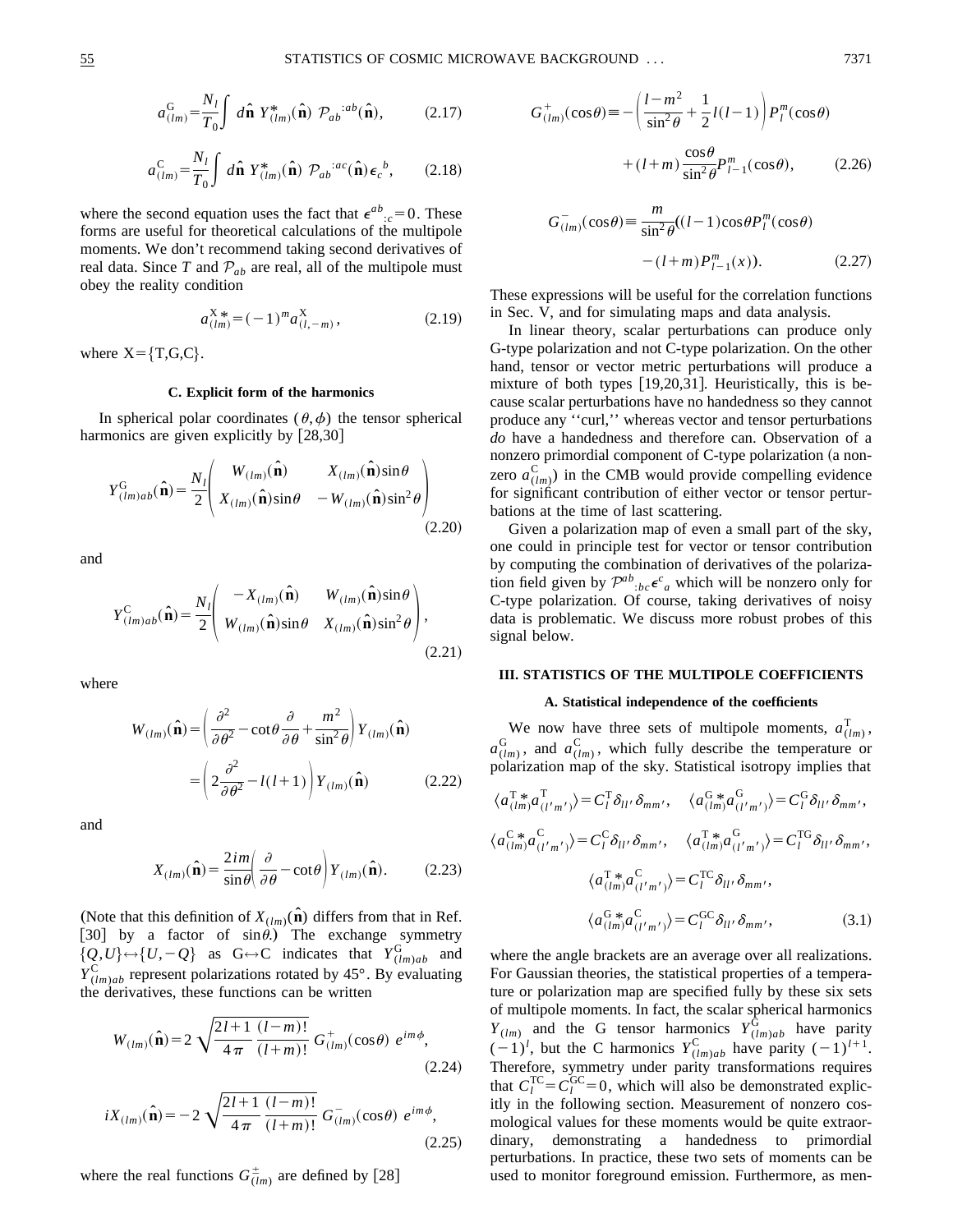$$a^{\mathrm{G}}_{(lm)} = \frac{N_l}{T_0} \int d\hat{\mathbf{n}}\; Y^*_{(lm)}(\hat{\mathbf{n}})\; \mathcal{P}_{ab}{}^{:ab}(\hat{\mathbf{n}}), \tag{2.17}$$

$$a^{\mathrm{C}}_{(lm)} = \frac{N_l}{T_0} \int d\hat{\mathbf{n}}\; Y^*_{(lm)}(\hat{\mathbf{n}})\; \mathcal{P}_{ab}{}^{:ac}(\hat{\mathbf{n}}) \epsilon_c{}^b, \tag{2.18}$$

where the second equation uses the fact that $\epsilon^{ab}{}_{:c} = 0$. These forms are useful for theoretical calculations of the multipole moments. We don't recommend taking second derivatives of real data. Since $T$ and $\mathcal{P}_{ab}$ are real, all of the multipole must obey the reality condition

$$a^{\mathrm{X}*}_{(lm)} = (-1)^m a^{\mathrm{X}}_{(l,-m)}, \tag{2.19}$$

where $\mathrm{X} = \{\mathrm{T,G,C}\}$.

### C. Explicit form of the harmonics

In spherical polar coordinates $(\theta,\phi)$ the tensor spherical harmonics are given explicitly by [28,30]

$$Y^{\mathrm{G}}_{(lm)ab}(\hat{\mathbf{n}}) = \frac{N_l}{2} \begin{pmatrix} W_{(lm)}(\hat{\mathbf{n}}) & X_{(lm)}(\hat{\mathbf{n}})\sin\theta \\ X_{(lm)}(\hat{\mathbf{n}})\sin\theta & -W_{(lm)}(\hat{\mathbf{n}})\sin^2\theta \end{pmatrix} \tag{2.20}$$

and

$$Y^{\mathrm{C}}_{(lm)ab}(\hat{\mathbf{n}}) = \frac{N_l}{2} \begin{pmatrix} -X_{(lm)}(\hat{\mathbf{n}}) & W_{(lm)}(\hat{\mathbf{n}})\sin\theta \\ W_{(lm)}(\hat{\mathbf{n}})\sin\theta & X_{(lm)}(\hat{\mathbf{n}})\sin^2\theta \end{pmatrix}, \tag{2.21}$$

where

$$W_{(lm)}(\hat{\mathbf{n}}) = \left( \frac{\partial^2}{\partial\theta^2} - \cot\theta \frac{\partial}{\partial\theta} + \frac{m^2}{\sin^2\theta} \right) Y_{(lm)}(\hat{\mathbf{n}}) = \left( 2\frac{\partial^2}{\partial\theta^2} - l(l+1) \right) Y_{(lm)}(\hat{\mathbf{n}}) \tag{2.22}$$

and

$$X_{(lm)}(\hat{\mathbf{n}}) = \frac{2im}{\sin\theta} \left( \frac{\partial}{\partial\theta} - \cot\theta \right) Y_{(lm)}(\hat{\mathbf{n}}). \tag{2.23}$$

(Note that this definition of $X_{(lm)}(\hat{\mathbf{n}})$ differs from that in Ref. [30] by a factor of $\sin\theta$.) The exchange symmetry $\{Q,U\} \leftrightarrow \{U,-Q\}$ as $\mathrm{G} \leftrightarrow \mathrm{C}$ indicates that $Y^{\mathrm{G}}_{(lm)ab}$ and $Y^{\mathrm{C}}_{(lm)ab}$ represent polarizations rotated by 45°. By evaluating the derivatives, these functions can be written

$$W_{(lm)}(\hat{\mathbf{n}}) = 2\sqrt{\frac{2l+1}{4\pi} \frac{(l-m)!}{(l+m)!}}\; G^+_{(lm)}(\cos\theta)\; e^{im\phi}, \tag{2.24}$$

$$iX_{(lm)}(\hat{\mathbf{n}}) = -2\sqrt{\frac{2l+1}{4\pi} \frac{(l-m)!}{(l+m)!}}\; G^-_{(lm)}(\cos\theta)\; e^{im\phi}, \tag{2.25}$$

where the real functions $G^{\pm}_{(lm)}$ are defined by [28]

$$G^+_{(lm)}(\cos\theta) \equiv -\left( \frac{l-m^2}{\sin^2\theta} + \frac{1}{2}l(l-1) \right) P^m_l(\cos\theta) + (l+m)\frac{\cos\theta}{\sin^2\theta} P^m_{l-1}(\cos\theta), \tag{2.26}$$

$$G^-_{(lm)}(\cos\theta) \equiv \frac{m}{\sin^2\theta}\big( (l-1)\cos\theta P^m_l(\cos\theta) - (l+m)P^m_{l-1}(x) \big). \tag{2.27}$$

These expressions will be useful for the correlation functions in Sec. V, and for simulating maps and data analysis.

In linear theory, scalar perturbations can produce only G-type polarization and not C-type polarization. On the other hand, tensor or vector metric perturbations will produce a mixture of both types [19,20,31]. Heuristically, this is because scalar perturbations have no handedness so they cannot produce any ''curl,'' whereas vector and tensor perturbations *do* have a handedness and therefore can. Observation of a nonzero primordial component of C-type polarization (a nonzero $a^{\mathrm{C}}_{(lm)}$) in the CMB would provide compelling evidence for significant contribution of either vector or tensor perturbations at the time of last scattering.

Given a polarization map of even a small part of the sky, one could in principle test for vector or tensor contribution by computing the combination of derivatives of the polarization field given by $\mathcal{P}^{ab}{}_{:bc}\epsilon^c{}_a$ which will be nonzero only for C-type polarization. Of course, taking derivatives of noisy data is problematic. We discuss more robust probes of this signal below.

## III. STATISTICS OF THE MULTIPOLE COEFFICIENTS

### A. Statistical independence of the coefficients

We now have three sets of multipole moments, $a^{\mathrm{T}}_{(lm)}$, $a^{\mathrm{G}}_{(lm)}$, and $a^{\mathrm{C}}_{(lm)}$, which fully describe the temperature or polarization map of the sky. Statistical isotropy implies that

$$\langle a^{\mathrm{T}*}_{(lm)} a^{\mathrm{T}}_{(l'm')} \rangle = C^{\mathrm{T}}_l \delta_{ll'}\delta_{mm'}, \quad \langle a^{\mathrm{G}*}_{(lm)} a^{\mathrm{G}}_{(l'm')} \rangle = C^{\mathrm{G}}_l \delta_{ll'}\delta_{mm'},$$

$$\langle a^{\mathrm{C}*}_{(lm)} a^{\mathrm{C}}_{(l'm')} \rangle = C^{\mathrm{C}}_l \delta_{ll'}\delta_{mm'}, \quad \langle a^{\mathrm{T}*}_{(lm)} a^{\mathrm{G}}_{(l'm')} \rangle = C^{\mathrm{TG}}_l \delta_{ll'}\delta_{mm'},$$

$$\langle a^{\mathrm{T}*}_{(lm)} a^{\mathrm{C}}_{(l'm')} \rangle = C^{\mathrm{TC}}_l \delta_{ll'}\delta_{mm'},$$

$$\langle a^{\mathrm{G}*}_{(lm)} a^{\mathrm{C}}_{(l'm')} \rangle = C^{\mathrm{GC}}_l \delta_{ll'}\delta_{mm'}, \tag{3.1}$$

where the angle brackets are an average over all realizations. For Gaussian theories, the statistical properties of a temperature or polarization map are specified fully by these six sets of multipole moments. In fact, the scalar spherical harmonics $Y_{(lm)}$ and the G tensor harmonics $Y^{\mathrm{G}}_{(lm)ab}$ have parity $(-1)^l$, but the C harmonics $Y^{\mathrm{C}}_{(lm)ab}$ have parity $(-1)^{l+1}$. Therefore, symmetry under parity transformations requires that $C^{\mathrm{TC}}_l = C^{\mathrm{GC}}_l = 0$, which will also be demonstrated explicitly in the following section. Measurement of nonzero cosmological values for these moments would be quite extraordinary, demonstrating a handedness to primordial perturbations. In practice, these two sets of moments can be used to monitor foreground emission. Furthermore, as men-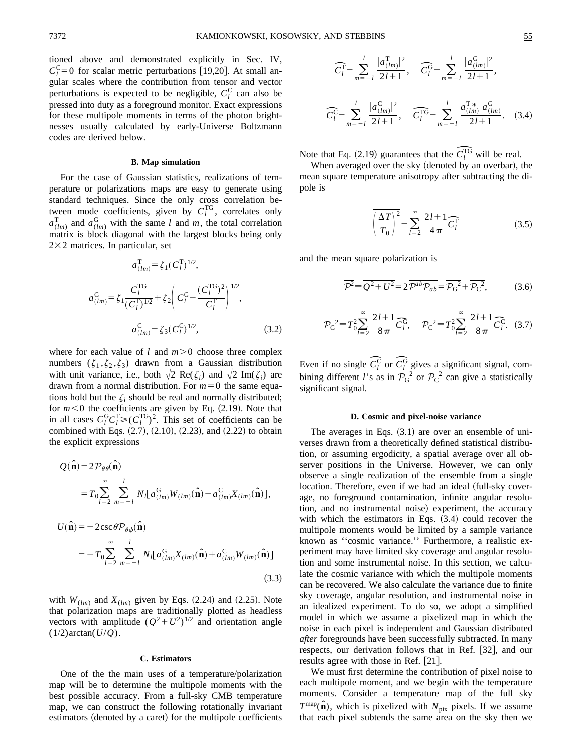tioned above and demonstrated explicitly in Sec. IV, $C_l^{\rm C}=0$ for scalar metric perturbations [19,20]. At small angular scales where the contribution from tensor and vector perturbations is expected to be negligible, $C_l^{\rm C}$ can also be pressed into duty as a foreground monitor. Exact expressions for these multipole moments in terms of the photon brightnesses usually calculated by early-Universe Boltzmann codes are derived below.

### B. Map simulation

For the case of Gaussian statistics, realizations of temperature or polarizations maps are easy to generate using standard techniques. Since the only cross correlation between mode coefficients, given by $C_l^{\rm TG}$, correlates only $a_{(lm)}^{\rm T}$ and $a_{(lm)}^{\rm G}$ with the same $l$ and $m$, the total correlation matrix is block diagonal with the largest blocks being only $2\times 2$ matrices. In particular, set

$$a_{(lm)}^{\rm T}=\zeta_1 (C_l^{\rm T})^{1/2},$$

$$a_{(lm)}^{\rm G}=\zeta_1 \frac{C_l^{\rm TG}}{(C_l^{\rm T})^{1/2}}+\zeta_2\left(C_l^{\rm G}-\frac{(C_l^{\rm TG})^2}{C_l^{\rm T}}\right)^{1/2},$$

$$a_{(lm)}^{\rm C}=\zeta_3 (C_l^{\rm C})^{1/2}, \tag{3.2}$$

where for each value of $l$ and $m>0$ choose three complex numbers $(\zeta_1,\zeta_2,\zeta_3)$ drawn from a Gaussian distribution with unit variance, i.e., both $\sqrt{2}\,{\rm Re}(\zeta_i)$ and $\sqrt{2}\,{\rm Im}(\zeta_i)$ are drawn from a normal distribution. For $m=0$ the same equations hold but the $\zeta_i$ should be real and normally distributed; for $m<0$ the coefficients are given by Eq. (2.19). Note that in all cases $C_l^{\rm G}C_l^{\rm T}\geq (C_l^{\rm TG})^2$. This set of coefficients can be combined with Eqs. (2.7), (2.10), (2.23), and (2.22) to obtain the explicit expressions

$$Q(\hat{\mathbf{n}})=2\mathcal{P}_{\theta\theta}(\hat{\mathbf{n}})$$
$$=T_0\sum_{l=2}^{\infty}\sum_{m=-l}^{l}N_l[a_{(lm)}^{\rm G}W_{(lm)}(\hat{\mathbf{n}})-a_{(lm)}^{\rm C}X_{(lm)}(\hat{\mathbf{n}})],$$

$$U(\hat{\mathbf{n}})=-2\csc\theta\mathcal{P}_{\theta\phi}(\hat{\mathbf{n}})$$
$$=-T_0\sum_{l=2}^{\infty}\sum_{m=-l}^{l}N_l[a_{(lm)}^{\rm G}X_{(lm)}(\hat{\mathbf{n}})+a_{(lm)}^{\rm C}W_{(lm)}(\hat{\mathbf{n}})] \tag{3.3}$$

with $W_{(lm)}$ and $X_{(lm)}$ given by Eqs. (2.24) and (2.25). Note that polarization maps are traditionally plotted as headless vectors with amplitude $(Q^2+U^2)^{1/2}$ and orientation angle $(1/2)\arctan(U/Q)$.

### C. Estimators

One of the the main uses of a temperature/polarization map will be to determine the multipole moments with the best possible accuracy. From a full-sky CMB temperature map, we can construct the following rotationally invariant estimators (denoted by a caret) for the multipole coefficients

$$\widehat{C_l^{\rm T}}=\sum_{m=-l}^{l}\frac{|a_{(lm)}^{\rm T}|^2}{2l+1},\quad \widehat{C_l^{\rm G}}=\sum_{m=-l}^{l}\frac{|a_{(lm)}^{\rm G}|^2}{2l+1},$$

$$\widehat{C_l^{\rm C}}=\sum_{m=-l}^{l}\frac{|a_{(lm)}^{\rm C}|^2}{2l+1},\quad \widehat{C_l^{\rm TG}}=\sum_{m=-l}^{l}\frac{a_{(lm)}^{\rm T*}\,a_{(lm)}^{\rm G}}{2l+1}. \tag{3.4}$$

Note that Eq. (2.19) guarantees that the $\widehat{C_l^{\rm TG}}$ will be real.

When averaged over the sky (denoted by an overbar), the mean square temperature anisotropy after subtracting the dipole is

$$\overline{\left(\frac{\Delta T}{T_0}\right)^2}=\sum_{l=2}^{\infty}\frac{2l+1}{4\pi}\widehat{C_l^{\rm T}} \tag{3.5}$$

and the mean square polarization is

$$\overline{\mathcal{P}^2}\equiv\overline{Q^2+U^2}=2\overline{\mathcal{P}^{ab}\mathcal{P}_{ab}}=\overline{\mathcal{P}_{\rm G}{}^2}+\overline{\mathcal{P}_{\rm C}{}^2}, \tag{3.6}$$

$$\overline{\mathcal{P}_{\rm G}{}^2}\equiv T_0^2\sum_{l=2}^{\infty}\frac{2l+1}{8\pi}\widehat{C_l^{\rm G}},\quad \overline{\mathcal{P}_{\rm C}{}^2}\equiv T_0^2\sum_{l=2}^{\infty}\frac{2l+1}{8\pi}\widehat{C_l^{\rm C}}. \tag{3.7}$$

Even if no single $\widehat{C_l^{\rm C}}$ or $\widehat{C_l^{\rm G}}$ gives a significant signal, combining different $l$'s as in $\overline{\mathcal{P}_{\rm G}{}^2}$ or $\overline{\mathcal{P}_{\rm C}{}^2}$ can give a statistically significant signal.

### D. Cosmic and pixel-noise variance

The averages in Eqs. (3.1) are over an ensemble of universes drawn from a theoretically defined statistical distribution, or assuming ergodicity, a spatial average over all observer positions in the Universe. However, we can only observe a single realization of the ensemble from a single location. Therefore, even if we had an ideal (full-sky coverage, no foreground contamination, infinite angular resolution, and no instrumental noise) experiment, the accuracy with which the estimators in Eqs. (3.4) could recover the multipole moments would be limited by a sample variance known as ''cosmic variance.'' Furthermore, a realistic experiment may have limited sky coverage and angular resolution and some instrumental noise. In this section, we calculate the cosmic variance with which the multipole moments can be recovered. We also calculate the variance due to finite sky coverage, angular resolution, and instrumental noise in an idealized experiment. To do so, we adopt a simplified model in which we assume a pixelized map in which the noise in each pixel is independent and Gaussian distributed *after* foregrounds have been successfully subtracted. In many respects, our derivation follows that in Ref. [32], and our results agree with those in Ref. [21].

We must first determine the contribution of pixel noise to each multipole moment, and we begin with the temperature moments. Consider a temperature map of the full sky $T^{\rm map}(\hat{\mathbf{n}})$, which is pixelized with $N_{\rm pix}$ pixels. If we assume that each pixel subtends the same area on the sky then we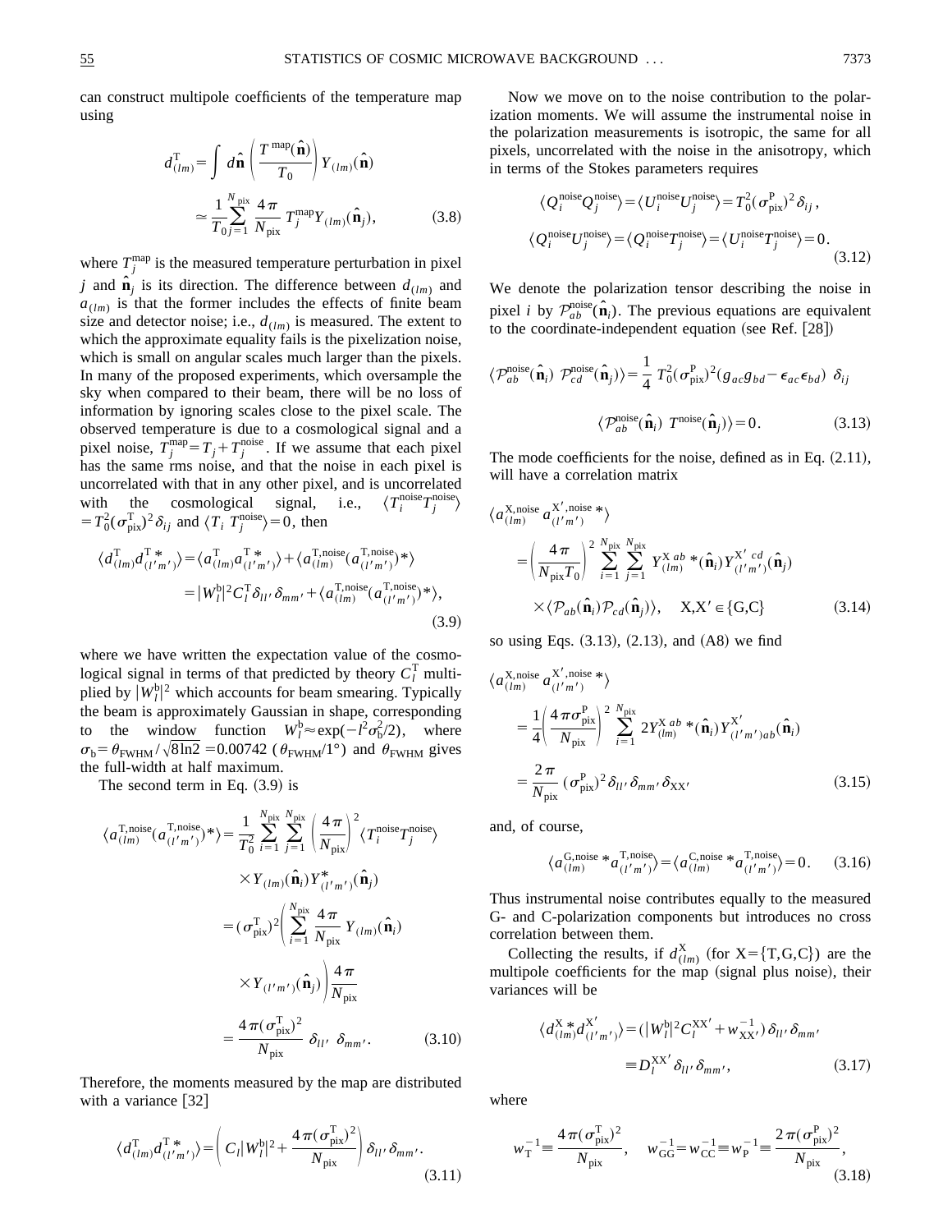can construct multipole coefficients of the temperature map using

$$d^{\rm T}_{(lm)} = \int d\hat{\mathbf{n}} \left( \frac{T^{\rm map}(\hat{\mathbf{n}})}{T_0} \right) Y_{(lm)}(\hat{\mathbf{n}})$$

$$\simeq \frac{1}{T_0} \sum_{j=1}^{N_{\rm pix}} \frac{4\pi}{N_{\rm pix}} T^{\rm map}_j Y_{(lm)}(\hat{\mathbf{n}}_j), \tag{3.8}$$

where $T^{\rm map}_j$ is the measured temperature perturbation in pixel $j$ and $\hat{\mathbf{n}}_j$ is its direction. The difference between $d_{(lm)}$ and $a_{(lm)}$ is that the former includes the effects of finite beam size and detector noise; i.e., $d_{(lm)}$ is measured. The extent to which the approximate equality fails is the pixelization noise, which is small on angular scales much larger than the pixels. In many of the proposed experiments, which oversample the sky when compared to their beam, there will be no loss of information by ignoring scales close to the pixel scale. The observed temperature is due to a cosmological signal and a pixel noise, $T^{\rm map}_j = T_j + T^{\rm noise}_j$. If we assume that each pixel has the same rms noise, and that the noise in each pixel is uncorrelated with that in any other pixel, and is uncorrelated with the cosmological signal, i.e., $\langle T^{\rm noise}_i T^{\rm noise}_j \rangle = T_0^2 (\sigma^{\rm T}_{\rm pix})^2 \delta_{ij}$ and $\langle T_i \, T^{\rm noise}_j \rangle = 0$, then

$$\langle d^{\rm T}_{(lm)} d^{\rm T\,*}_{(l'm')} \rangle = \langle a^{\rm T}_{(lm)} a^{\rm T\,*}_{(l'm')} \rangle + \langle a^{\rm T,noise}_{(lm)} (a^{\rm T,noise}_{(l'm')})^* \rangle$$

$$= |W^{\rm b}_l|^2 C^{\rm T}_l \delta_{ll'} \delta_{mm'} + \langle a^{\rm T,noise}_{(lm)} (a^{\rm T,noise}_{(l'm')})^* \rangle, \tag{3.9}$$

where we have written the expectation value of the cosmological signal in terms of that predicted by theory $C^{\rm T}_l$ multiplied by $|W^{\rm b}_l|^2$ which accounts for beam smearing. Typically the beam is approximately Gaussian in shape, corresponding to the window function $W^{\rm b}_l \approx \exp(-l^2 \sigma_{\rm b}^2/2)$, where $\sigma_{\rm b} = \theta_{\rm FWHM}/\sqrt{8 \ln 2} = 0.00742\ (\theta_{\rm FWHM}/1°)$ and $\theta_{\rm FWHM}$ gives the full-width at half maximum.

The second term in Eq. (3.9) is

$$\langle a^{\rm T,noise}_{(lm)} (a^{\rm T,noise}_{(l'm')})^* \rangle = \frac{1}{T_0^2} \sum_{i=1}^{N_{\rm pix}} \sum_{j=1}^{N_{\rm pix}} \left( \frac{4\pi}{N_{\rm pix}} \right)^2 \langle T^{\rm noise}_i T^{\rm noise}_j \rangle$$

$$\times Y_{(lm)}(\hat{\mathbf{n}}_i) Y^*_{(l'm')}(\hat{\mathbf{n}}_j)$$

$$= (\sigma^{\rm T}_{\rm pix})^2 \left( \sum_{i=1}^{N_{\rm pix}} \frac{4\pi}{N_{\rm pix}} Y_{(lm)}(\hat{\mathbf{n}}_i) \times Y_{(l'm')}(\hat{\mathbf{n}}_j) \right) \frac{4\pi}{N_{\rm pix}}$$

$$= \frac{4\pi (\sigma^{\rm T}_{\rm pix})^2}{N_{\rm pix}} \delta_{ll'} \ \delta_{mm'}. \tag{3.10}$$

Therefore, the moments measured by the map are distributed with a variance [32]

$$\langle d^{\rm T}_{(lm)} d^{\rm T\,*}_{(l'm')} \rangle = \left( C_l |W^{\rm b}_l|^2 + \frac{4\pi (\sigma^{\rm T}_{\rm pix})^2}{N_{\rm pix}} \right) \delta_{ll'} \delta_{mm'}. \tag{3.11}$$

Now we move on to the noise contribution to the polarization moments. We will assume the instrumental noise in the polarization measurements is isotropic, the same for all pixels, uncorrelated with the noise in the anisotropy, which in terms of the Stokes parameters requires

$$\langle Q^{\rm noise}_i Q^{\rm noise}_j \rangle = \langle U^{\rm noise}_i U^{\rm noise}_j \rangle = T_0^2 (\sigma^{\rm P}_{\rm pix})^2 \delta_{ij},$$

$$\langle Q^{\rm noise}_i U^{\rm noise}_j \rangle = \langle Q^{\rm noise}_i T^{\rm noise}_j \rangle = \langle U^{\rm noise}_i T^{\rm noise}_j \rangle = 0. \tag{3.12}$$

We denote the polarization tensor describing the noise in pixel $i$ by $\mathcal{P}^{\rm noise}_{ab}(\hat{\mathbf{n}}_i)$. The previous equations are equivalent to the coordinate-independent equation (see Ref. [28])

$$\langle \mathcal{P}^{\rm noise}_{ab}(\hat{\mathbf{n}}_i) \ \mathcal{P}^{\rm noise}_{cd}(\hat{\mathbf{n}}_j) \rangle = \frac{1}{4} T_0^2 (\sigma^{\rm P}_{\rm pix})^2 (g_{ac} g_{bd} - \epsilon_{ac} \epsilon_{bd}) \ \delta_{ij}$$

$$\langle \mathcal{P}^{\rm noise}_{ab}(\hat{\mathbf{n}}_i) \ T^{\rm noise}(\hat{\mathbf{n}}_j) \rangle = 0. \tag{3.13}$$

The mode coefficients for the noise, defined as in Eq. (2.11), will have a correlation matrix

$$\langle a^{\rm X,noise}_{(lm)} a^{\rm X',noise\,*}_{(l'm')} \rangle$$

$$= \left( \frac{4\pi}{N_{\rm pix} T_0} \right)^2 \sum_{i=1}^{N_{\rm pix}} \sum_{j=1}^{N_{\rm pix}} Y^{\rm X\,ab\,*}_{(lm)}(\hat{\mathbf{n}}_i) Y^{\rm X'\,cd}_{(l'm')}(\hat{\mathbf{n}}_j)$$

$$\times \langle \mathcal{P}_{ab}(\hat{\mathbf{n}}_i) \mathcal{P}_{cd}(\hat{\mathbf{n}}_j) \rangle, \quad {\rm X,X'} \in \{{\rm G,C}\} \tag{3.14}$$

so using Eqs. (3.13), (2.13), and (A8) we find

$$\langle a^{\rm X,noise}_{(lm)} a^{\rm X',noise\,*}_{(l'm')} \rangle$$

$$= \frac{1}{4} \left( \frac{4\pi \sigma^{\rm P}_{\rm pix}}{N_{\rm pix}} \right)^2 \sum_{i=1}^{N_{\rm pix}} 2 Y^{\rm X\,ab\,*}_{(lm)}(\hat{\mathbf{n}}_i) Y^{\rm X'}_{(l'm')ab}(\hat{\mathbf{n}}_i)$$

$$= \frac{2\pi}{N_{\rm pix}} (\sigma^{\rm P}_{\rm pix})^2 \delta_{ll'} \delta_{mm'} \delta_{\rm XX'} \tag{3.15}$$

and, of course,

$$\langle a^{\rm G,noise}_{(lm)}{}^* a^{\rm T,noise}_{(l'm')} \rangle = \langle a^{\rm C,noise}_{(lm)}{}^* a^{\rm T,noise}_{(l'm')} \rangle = 0. \tag{3.16}$$

Thus instrumental noise contributes equally to the measured G- and C-polarization components but introduces no cross correlation between them.

Collecting the results, if $d^{\rm X}_{(lm)}$ (for ${\rm X} = \{{\rm T,G,C}\}$) are the multipole coefficients for the map (signal plus noise), their variances will be

$$\langle d^{\rm X\,*}_{(lm)} d^{\rm X'}_{(l'm')} \rangle = (|W^{\rm b}_l|^2 C^{\rm XX'}_l + w^{-1}_{\rm XX'}) \delta_{ll'} \delta_{mm'}$$

$$\equiv D^{\rm XX'}_l \delta_{ll'} \delta_{mm'}, \tag{3.17}$$

where

$$w_{\rm T}^{-1} \equiv \frac{4\pi (\sigma^{\rm T}_{\rm pix})^2}{N_{\rm pix}}, \quad w_{\rm GG}^{-1} = w_{\rm CC}^{-1} \equiv w_{\rm P}^{-1} \equiv \frac{2\pi (\sigma^{\rm P}_{\rm pix})^2}{N_{\rm pix}}, \tag{3.18}$$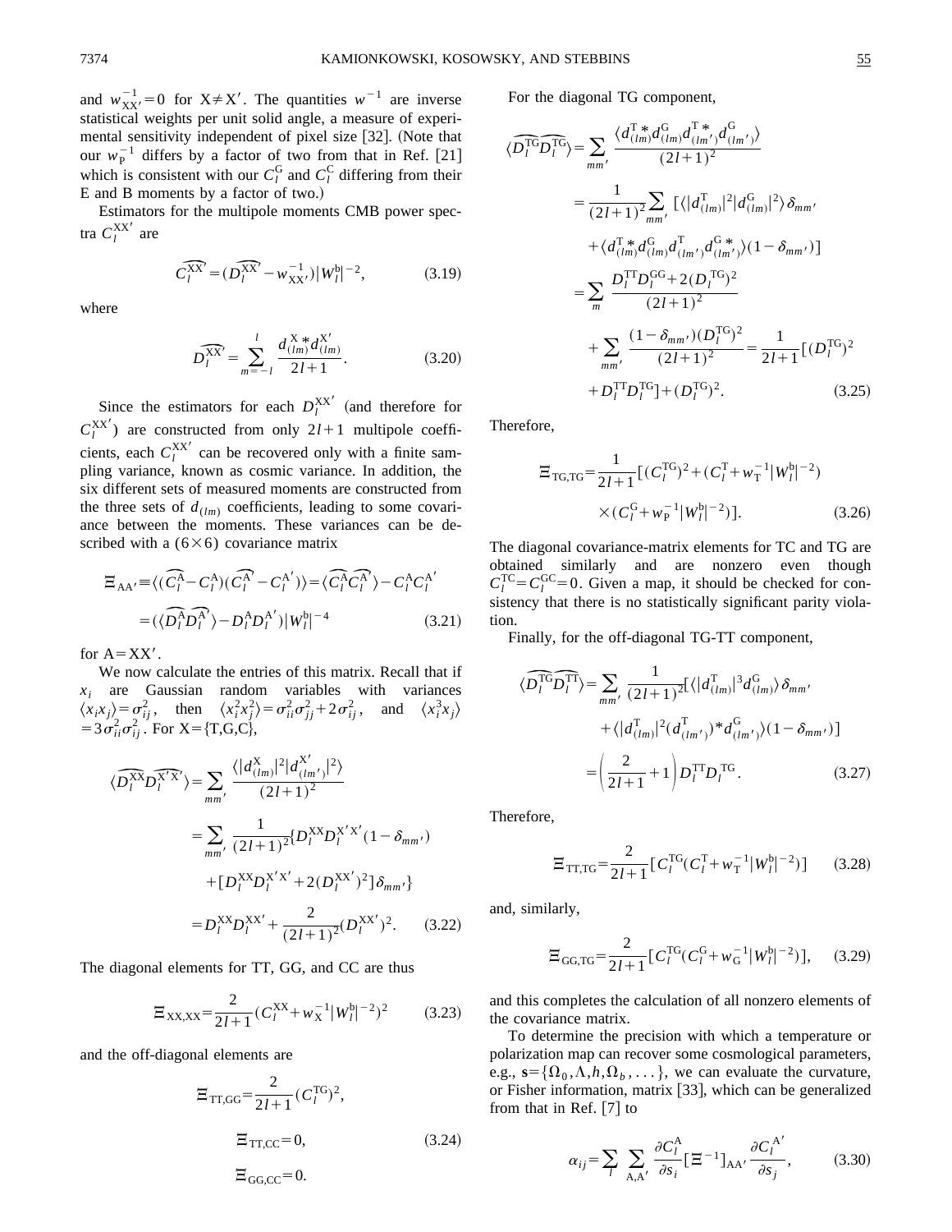and $w_{\mathrm{XX}'}^{-1}=0$ for $\mathrm{X}\neq\mathrm{X}'$. The quantities $w^{-1}$ are inverse statistical weights per unit solid angle, a measure of experimental sensitivity independent of pixel size [32]. (Note that our $w_{\mathrm{P}}^{-1}$ differs by a factor of two from that in Ref. [21] which is consistent with our $C_l^{\mathrm{G}}$ and $C_l^{\mathrm{C}}$ differing from their E and B moments by a factor of two.)

Estimators for the multipole moments CMB power spectra $C_l^{\mathrm{XX}'}$ are

$$\widehat{C_l^{\mathrm{XX}'}}=(\widehat{D_l^{\mathrm{XX}'}}-w_{\mathrm{XX}'}^{-1})|W_l^{\mathrm{b}}|^{-2}, \tag{3.19}$$

where

$$\widehat{D_l^{\mathrm{XX}'}}=\sum_{m=-l}^{l}\frac{d_{(lm)}^{\mathrm{X}\,*}d_{(lm)}^{\mathrm{X}'}}{2l+1}. \tag{3.20}$$

Since the estimators for each $D_l^{\mathrm{XX}'}$ (and therefore for $C_l^{\mathrm{XX}'}$) are constructed from only $2l+1$ multipole coefficients, each $C_l^{\mathrm{XX}'}$ can be recovered only with a finite sampling variance, known as cosmic variance. In addition, the six different sets of measured moments are constructed from the three sets of $d_{(lm)}$ coefficients, leading to some covariance between the moments. These variances can be described with a $(6\times 6)$ covariance matrix

$$\begin{aligned}\Xi_{\mathrm{AA}'}&\equiv\langle(\widehat{C_l^{\mathrm{A}}}-C_l^{\mathrm{A}})(\widehat{C_l^{\mathrm{A}'}}-C_l^{\mathrm{A}'})\rangle=\langle\widehat{C_l^{\mathrm{A}}}\widehat{C_l^{\mathrm{A}'}}\rangle-C_l^{\mathrm{A}}C_l^{\mathrm{A}'}\\&=(\langle\widehat{D_l^{\mathrm{A}}}\widehat{D_l^{\mathrm{A}'}}\rangle-D_l^{\mathrm{A}}D_l^{\mathrm{A}'})|W_l^{\mathrm{b}}|^{-4}\end{aligned} \tag{3.21}$$

for $\mathrm{A}=\mathrm{XX}'$.

We now calculate the entries of this matrix. Recall that if $x_i$ are Gaussian random variables with variances $\langle x_i x_j\rangle=\sigma_{ij}^2$, then $\langle x_i^2 x_j^2\rangle=\sigma_{ii}^2\sigma_{jj}^2+2\sigma_{ij}^2$, and $\langle x_i^3 x_j\rangle=3\sigma_{ii}^2\sigma_{ij}^2$. For $\mathrm{X}=\{\mathrm{T,G,C}\}$,

$$\begin{aligned}\langle\widehat{D_l^{\mathrm{XX}}}\widehat{D_l^{\mathrm{X}'\mathrm{X}'}}\rangle&=\sum_{mm'}\frac{\langle|d_{(lm)}^{\mathrm{X}}|^2|d_{(lm')}^{\mathrm{X}'}|^2\rangle}{(2l+1)^2}\\&=\sum_{mm'}\frac{1}{(2l+1)^2}\{D_l^{\mathrm{XX}}D_l^{\mathrm{X}'\mathrm{X}'}(1-\delta_{mm'})\\&\quad+[D_l^{\mathrm{XX}}D_l^{\mathrm{X}'\mathrm{X}'}+2(D_l^{\mathrm{XX}'})^2]\delta_{mm'}\}\\&=D_l^{\mathrm{XX}}D_l^{\mathrm{XX}'}+\frac{2}{(2l+1)^2}(D_l^{\mathrm{XX}'})^2.\end{aligned} \tag{3.22}$$

The diagonal elements for TT, GG, and CC are thus

$$\Xi_{\mathrm{XX,XX}}=\frac{2}{2l+1}(C_l^{\mathrm{XX}}+w_{\mathrm{X}}^{-1}|W_l^{\mathrm{b}}|^{-2})^2 \tag{3.23}$$

and the off-diagonal elements are

$$\begin{aligned}\Xi_{\mathrm{TT,GG}}&=\frac{2}{2l+1}(C_l^{\mathrm{TG}})^2,\\\Xi_{\mathrm{TT,CC}}&=0,\\\Xi_{\mathrm{GG,CC}}&=0.\end{aligned} \tag{3.24}$$

For the diagonal TG component,

$$\begin{aligned}\langle\widehat{D_l^{\mathrm{TG}}}\widehat{D_l^{\mathrm{TG}}}\rangle&=\sum_{mm'}\frac{\langle d_{(lm)}^{\mathrm{T}\,*}d_{(lm)}^{\mathrm{G}}d_{(lm')}^{\mathrm{T}\,*}d_{(lm')}^{\mathrm{G}}\rangle}{(2l+1)^2}\\&=\frac{1}{(2l+1)^2}\sum_{mm'}[\langle|d_{(lm)}^{\mathrm{T}}|^2|d_{(lm)}^{\mathrm{G}}|^2\rangle\delta_{mm'}\\&\quad+\langle d_{(lm)}^{\mathrm{T}\,*}d_{(lm)}^{\mathrm{G}}d_{(lm')}^{\mathrm{T}}d_{(lm')}^{\mathrm{G}\,*}\rangle(1-\delta_{mm'})]\\&=\sum_m\frac{D_l^{\mathrm{TT}}D_l^{\mathrm{GG}}+2(D_l^{\mathrm{TG}})^2}{(2l+1)^2}\\&\quad+\sum_{mm'}\frac{(1-\delta_{mm'})(D_l^{\mathrm{TG}})^2}{(2l+1)^2}=\frac{1}{2l+1}[(D_l^{\mathrm{TG}})^2\\&\quad+D_l^{\mathrm{TT}}D_l^{\mathrm{TG}}]+(D_l^{\mathrm{TG}})^2.\end{aligned} \tag{3.25}$$

Therefore,

$$\begin{aligned}\Xi_{\mathrm{TG,TG}}&=\frac{1}{2l+1}[(C_l^{\mathrm{TG}})^2+(C_l^{\mathrm{T}}+w_{\mathrm{T}}^{-1}|W_l^{\mathrm{b}}|^{-2})\\&\quad\times(C_l^{\mathrm{G}}+w_{\mathrm{P}}^{-1}|W_l^{\mathrm{b}}|^{-2})].\end{aligned} \tag{3.26}$$

The diagonal covariance-matrix elements for TC and TG are obtained similarly and are nonzero even though $C_l^{\mathrm{TC}}=C_l^{\mathrm{GC}}=0$. Given a map, it should be checked for consistency that there is no statistically significant parity violation.

Finally, for the off-diagonal TG-TT component,

$$\begin{aligned}\langle\widehat{D_l^{\mathrm{TG}}}\widehat{D_l^{\mathrm{TT}}}\rangle&=\sum_{mm'}\frac{1}{(2l+1)^2}[\langle|d_{(lm)}^{\mathrm{T}}|^3d_{(lm)}^{\mathrm{G}}\rangle\delta_{mm'}\\&\quad+\langle|d_{(lm)}^{\mathrm{T}}|^2(d_{(lm')}^{\mathrm{T}})^*d_{(lm')}^{\mathrm{G}}\rangle(1-\delta_{mm'})]\\&=\left(\frac{2}{2l+1}+1\right)D_l^{\mathrm{TT}}D_l^{\mathrm{TG}}.\end{aligned} \tag{3.27}$$

Therefore,

$$\Xi_{\mathrm{TT,TG}}=\frac{2}{2l+1}[C_l^{\mathrm{TG}}(C_l^{\mathrm{T}}+w_{\mathrm{T}}^{-1}|W_l^{\mathrm{b}}|^{-2})] \tag{3.28}$$

and, similarly,

$$\Xi_{\mathrm{GG,TG}}=\frac{2}{2l+1}[C_l^{\mathrm{TG}}(C_l^{\mathrm{G}}+w_{\mathrm{G}}^{-1}|W_l^{\mathrm{b}}|^{-2})], \tag{3.29}$$

and this completes the calculation of all nonzero elements of the covariance matrix.

To determine the precision with which a temperature or polarization map can recover some cosmological parameters, e.g., $\mathbf{s}=\{\Omega_0,\Lambda,h,\Omega_b,\ldots\}$, we can evaluate the curvature, or Fisher information, matrix [33], which can be generalized from that in Ref. [7] to

$$\alpha_{ij}=\sum_l\sum_{\mathrm{A,A}'}\frac{\partial C_l^{\mathrm{A}}}{\partial s_i}[\Xi^{-1}]_{\mathrm{AA}'}\frac{\partial C_l^{\mathrm{A}'}}{\partial s_j}, \tag{3.30}$$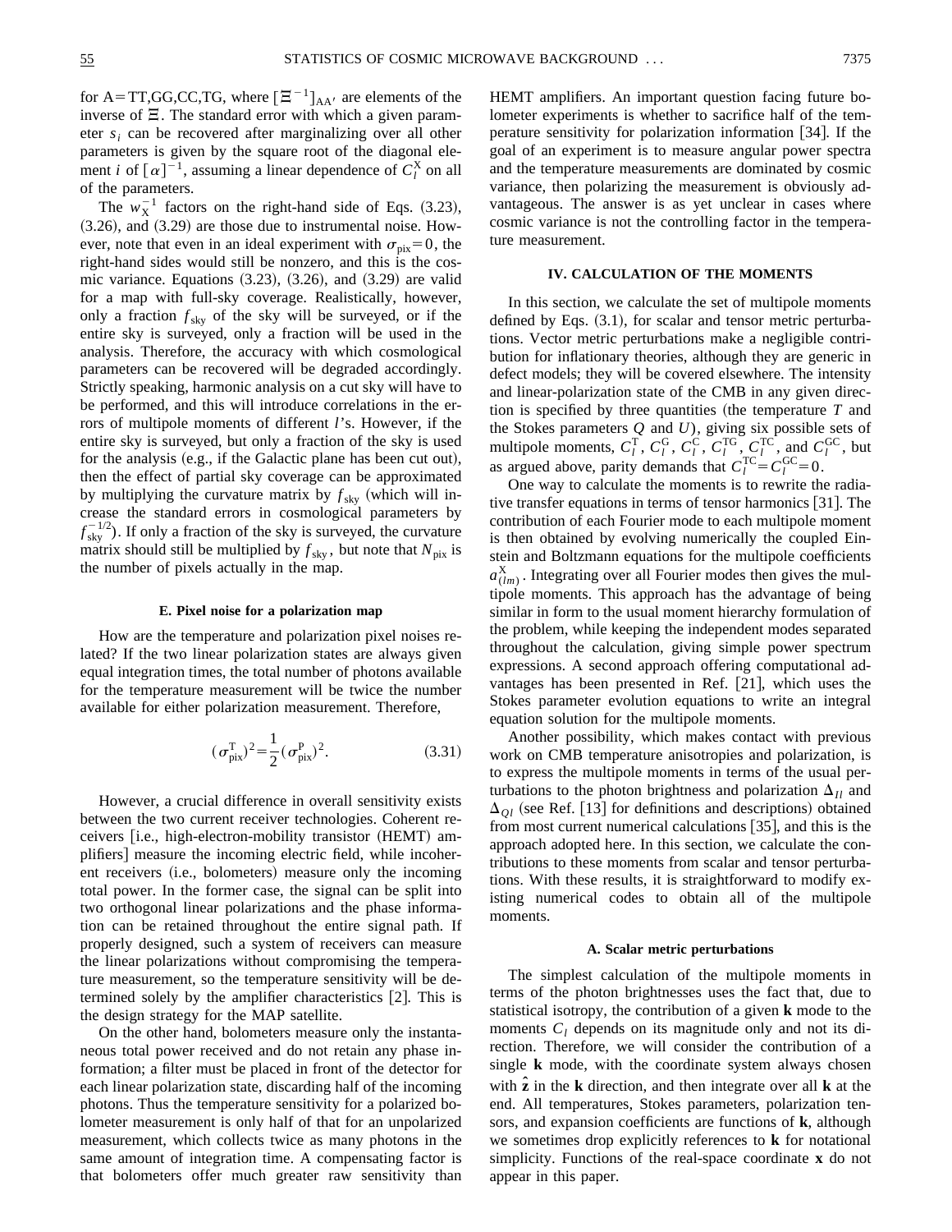for A=TT,GG,CC,TG, where $[\Xi^{-1}]_{AA'}$ are elements of the inverse of $\Xi$. The standard error with which a given parameter $s_i$ can be recovered after marginalizing over all other parameters is given by the square root of the diagonal element $i$ of $[\alpha]^{-1}$, assuming a linear dependence of $C_l^{\rm X}$ on all of the parameters.

The $w_{\rm X}^{-1}$ factors on the right-hand side of Eqs. (3.23), (3.26), and (3.29) are those due to instrumental noise. However, note that even in an ideal experiment with $\sigma_{\rm pix}=0$, the right-hand sides would still be nonzero, and this is the cosmic variance. Equations (3.23), (3.26), and (3.29) are valid for a map with full-sky coverage. Realistically, however, only a fraction $f_{\rm sky}$ of the sky will be surveyed, or if the entire sky is surveyed, only a fraction will be used in the analysis. Therefore, the accuracy with which cosmological parameters can be recovered will be degraded accordingly. Strictly speaking, harmonic analysis on a cut sky will have to be performed, and this will introduce correlations in the errors of multipole moments of different $l$'s. However, if the entire sky is surveyed, but only a fraction of the sky is used for the analysis (e.g., if the Galactic plane has been cut out), then the effect of partial sky coverage can be approximated by multiplying the curvature matrix by $f_{\rm sky}$ (which will increase the standard errors in cosmological parameters by $f_{\rm sky}^{-1/2}$). If only a fraction of the sky is surveyed, the curvature matrix should still be multiplied by $f_{\rm sky}$, but note that $N_{\rm pix}$ is the number of pixels actually in the map.

#### E. Pixel noise for a polarization map

How are the temperature and polarization pixel noises related? If the two linear polarization states are always given equal integration times, the total number of photons available for the temperature measurement will be twice the number available for either polarization measurement. Therefore,

$$(\sigma_{\rm pix}^{\rm T})^2=\frac{1}{2}(\sigma_{\rm pix}^{\rm P})^2. \tag{3.31}$$

However, a crucial difference in overall sensitivity exists between the two current receiver technologies. Coherent receivers [i.e., high-electron-mobility transistor (HEMT) amplifiers] measure the incoming electric field, while incoherent receivers (i.e., bolometers) measure only the incoming total power. In the former case, the signal can be split into two orthogonal linear polarizations and the phase information can be retained throughout the entire signal path. If properly designed, such a system of receivers can measure the linear polarizations without compromising the temperature measurement, so the temperature sensitivity will be determined solely by the amplifier characteristics [2]. This is the design strategy for the MAP satellite.

On the other hand, bolometers measure only the instantaneous total power received and do not retain any phase information; a filter must be placed in front of the detector for each linear polarization state, discarding half of the incoming photons. Thus the temperature sensitivity for a polarized bolometer measurement is only half of that for an unpolarized measurement, which collects twice as many photons in the same amount of integration time. A compensating factor is that bolometers offer much greater raw sensitivity than HEMT amplifiers. An important question facing future bolometer experiments is whether to sacrifice half of the temperature sensitivity for polarization information [34]. If the goal of an experiment is to measure angular power spectra and the temperature measurements are dominated by cosmic variance, then polarizing the measurement is obviously advantageous. The answer is as yet unclear in cases where cosmic variance is not the controlling factor in the temperature measurement.

## IV. CALCULATION OF THE MOMENTS

In this section, we calculate the set of multipole moments defined by Eqs. (3.1), for scalar and tensor metric perturbations. Vector metric perturbations make a negligible contribution for inflationary theories, although they are generic in defect models; they will be covered elsewhere. The intensity and linear-polarization state of the CMB in any given direction is specified by three quantities (the temperature $T$ and the Stokes parameters $Q$ and $U$), giving six possible sets of multipole moments, $C_l^{\rm T}$, $C_l^{\rm G}$, $C_l^{\rm C}$, $C_l^{\rm TG}$, $C_l^{\rm TC}$, and $C_l^{\rm GC}$, but as argued above, parity demands that $C_l^{\rm TC}=C_l^{\rm GC}=0$.

One way to calculate the moments is to rewrite the radiative transfer equations in terms of tensor harmonics [31]. The contribution of each Fourier mode to each multipole moment is then obtained by evolving numerically the coupled Einstein and Boltzmann equations for the multipole coefficients $a_{(lm)}^{\rm X}$. Integrating over all Fourier modes then gives the multipole moments. This approach has the advantage of being similar in form to the usual moment hierarchy formulation of the problem, while keeping the independent modes separated throughout the calculation, giving simple power spectrum expressions. A second approach offering computational advantages has been presented in Ref. [21], which uses the Stokes parameter evolution equations to write an integral equation solution for the multipole moments.

Another possibility, which makes contact with previous work on CMB temperature anisotropies and polarization, is to express the multipole moments in terms of the usual perturbations to the photon brightness and polarization $\Delta_{Il}$ and $\Delta_{Ql}$ (see Ref. [13] for definitions and descriptions) obtained from most current numerical calculations [35], and this is the approach adopted here. In this section, we calculate the contributions to these moments from scalar and tensor perturbations. With these results, it is straightforward to modify existing numerical codes to obtain all of the multipole moments.

### A. Scalar metric perturbations

The simplest calculation of the multipole moments in terms of the photon brightnesses uses the fact that, due to statistical isotropy, the contribution of a given $\mathbf{k}$ mode to the moments $C_l$ depends on its magnitude only and not its direction. Therefore, we will consider the contribution of a single $\mathbf{k}$ mode, with the coordinate system always chosen with $\hat{\mathbf{z}}$ in the $\mathbf{k}$ direction, and then integrate over all $\mathbf{k}$ at the end. All temperatures, Stokes parameters, polarization tensors, and expansion coefficients are functions of $\mathbf{k}$, although we sometimes drop explicitly references to $\mathbf{k}$ for notational simplicity. Functions of the real-space coordinate $\mathbf{x}$ do not appear in this paper.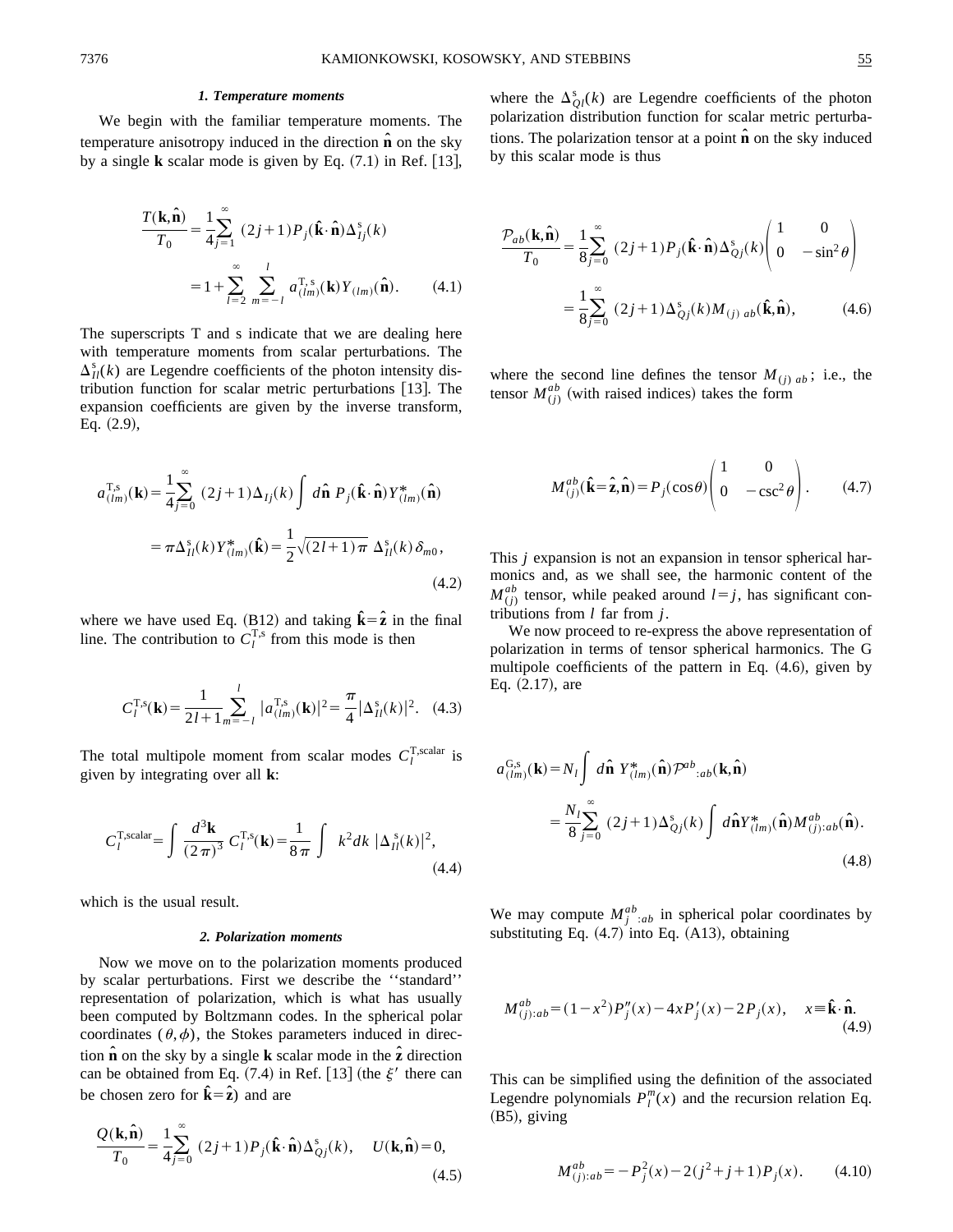### 1. Temperature moments

We begin with the familiar temperature moments. The temperature anisotropy induced in the direction $\hat{\mathbf{n}}$ on the sky by a single $\mathbf{k}$ scalar mode is given by Eq. (7.1) in Ref. [13],

$$\frac{T(\mathbf{k},\hat{\mathbf{n}})}{T_0} = \frac{1}{4}\sum_{j=1}^{\infty} (2j+1)P_j(\hat{\mathbf{k}}\cdot\hat{\mathbf{n}})\Delta_{Ij}^{\rm s}(k)$$
$$= 1 + \sum_{l=2}^{\infty}\sum_{m=-l}^{l} a_{(lm)}^{\rm T,s}(\mathbf{k})Y_{(lm)}(\hat{\mathbf{n}}). \qquad (4.1)$$

The superscripts T and s indicate that we are dealing here with temperature moments from scalar perturbations. The $\Delta_{Il}^{\rm s}(k)$ are Legendre coefficients of the photon intensity distribution function for scalar metric perturbations [13]. The expansion coefficients are given by the inverse transform, Eq. (2.9),

$$a_{(lm)}^{\rm T,s}(\mathbf{k}) = \frac{1}{4}\sum_{j=0}^{\infty} (2j+1)\Delta_{Ij}(k)\int d\hat{\mathbf{n}}\, P_j(\hat{\mathbf{k}}\cdot\hat{\mathbf{n}})Y_{(lm)}^{*}(\hat{\mathbf{n}})$$
$$= \pi\Delta_{Il}^{\rm s}(k)Y_{(lm)}^{*}(\hat{\mathbf{k}}) = \frac{1}{2}\sqrt{(2l+1)\pi}\;\Delta_{Il}^{\rm s}(k)\delta_{m0}, \qquad (4.2)$$

where we have used Eq. (B12) and taking $\hat{\mathbf{k}}=\hat{\mathbf{z}}$ in the final line. The contribution to $C_l^{\rm T,s}$ from this mode is then

$$C_l^{\rm T,s}(\mathbf{k}) = \frac{1}{2l+1}\sum_{m=-l}^{l} |a_{(lm)}^{\rm T,s}(\mathbf{k})|^2 = \frac{\pi}{4}|\Delta_{Il}^{\rm s}(k)|^2. \qquad (4.3)$$

The total multipole moment from scalar modes $C_l^{\rm T,scalar}$ is given by integrating over all $\mathbf{k}$:

$$C_l^{\rm T,scalar} = \int \frac{d^3\mathbf{k}}{(2\pi)^3}\, C_l^{\rm T,s}(\mathbf{k}) = \frac{1}{8\pi}\int k^2 dk\, |\Delta_{Il}^{\rm s}(k)|^2, \qquad (4.4)$$

which is the usual result.

### 2. Polarization moments

Now we move on to the polarization moments produced by scalar perturbations. First we describe the ''standard'' representation of polarization, which is what has usually been computed by Boltzmann codes. In the spherical polar coordinates $(\theta,\phi)$, the Stokes parameters induced in direction $\hat{\mathbf{n}}$ on the sky by a single $\mathbf{k}$ scalar mode in the $\hat{\mathbf{z}}$ direction can be obtained from Eq. (7.4) in Ref. [13] (the $\xi'$ there can be chosen zero for $\hat{\mathbf{k}}=\hat{\mathbf{z}}$) and are

$$\frac{Q(\mathbf{k},\hat{\mathbf{n}})}{T_0} = \frac{1}{4}\sum_{j=0}^{\infty} (2j+1)P_j(\hat{\mathbf{k}}\cdot\hat{\mathbf{n}})\Delta_{Qj}^{\rm s}(k), \quad U(\mathbf{k},\hat{\mathbf{n}})=0, \qquad (4.5)$$

where the $\Delta_{Ql}^{\rm s}(k)$ are Legendre coefficients of the photon polarization distribution function for scalar metric perturbations. The polarization tensor at a point $\hat{\mathbf{n}}$ on the sky induced by this scalar mode is thus

$$\frac{\mathcal{P}_{ab}(\mathbf{k},\hat{\mathbf{n}})}{T_0} = \frac{1}{8}\sum_{j=0}^{\infty} (2j+1)P_j(\hat{\mathbf{k}}\cdot\hat{\mathbf{n}})\Delta_{Qj}^{\rm s}(k)\begin{pmatrix} 1 & 0 \\ 0 & -\sin^2\theta \end{pmatrix}$$
$$= \frac{1}{8}\sum_{j=0}^{\infty} (2j+1)\Delta_{Qj}^{\rm s}(k)M_{(j)\,ab}(\hat{\mathbf{k}},\hat{\mathbf{n}}), \qquad (4.6)$$

where the second line defines the tensor $M_{(j)\,ab}$; i.e., the tensor $M_{(j)}^{ab}$ (with raised indices) takes the form

$$M_{(j)}^{ab}(\hat{\mathbf{k}}=\hat{\mathbf{z}},\hat{\mathbf{n}}) = P_j(\cos\theta)\begin{pmatrix} 1 & 0 \\ 0 & -\csc^2\theta \end{pmatrix}. \qquad (4.7)$$

This $j$ expansion is not an expansion in tensor spherical harmonics and, as we shall see, the harmonic content of the $M_{(j)}^{ab}$ tensor, while peaked around $l=j$, has significant contributions from $l$ far from $j$.

We now proceed to re-express the above representation of polarization in terms of tensor spherical harmonics. The G multipole coefficients of the pattern in Eq. (4.6), given by Eq. (2.17), are

$$a_{(lm)}^{\rm G,s}(\mathbf{k}) = N_l\int d\hat{\mathbf{n}}\; Y_{(lm)}^{*}(\hat{\mathbf{n}})\mathcal{P}^{ab}{}_{:ab}(\mathbf{k},\hat{\mathbf{n}})$$
$$= \frac{N_l}{8}\sum_{j=0}^{\infty} (2j+1)\Delta_{Qj}^{\rm s}(k)\int d\hat{\mathbf{n}} Y_{(lm)}^{*}(\hat{\mathbf{n}})M_{(j):ab}^{ab}(\hat{\mathbf{n}}). \qquad (4.8)$$

We may compute $M_{j\;\;:ab}^{ab}$ in spherical polar coordinates by substituting Eq. (4.7) into Eq. (A13), obtaining

$$M_{(j):ab}^{ab} = (1-x^2)P_j''(x) - 4xP_j'(x) - 2P_j(x), \quad x\equiv\hat{\mathbf{k}}\cdot\hat{\mathbf{n}}. \qquad (4.9)$$

This can be simplified using the definition of the associated Legendre polynomials $P_l^m(x)$ and the recursion relation Eq. (B5), giving

$$M_{(j):ab}^{ab} = -P_j^2(x) - 2(j^2+j+1)P_j(x). \qquad (4.10)$$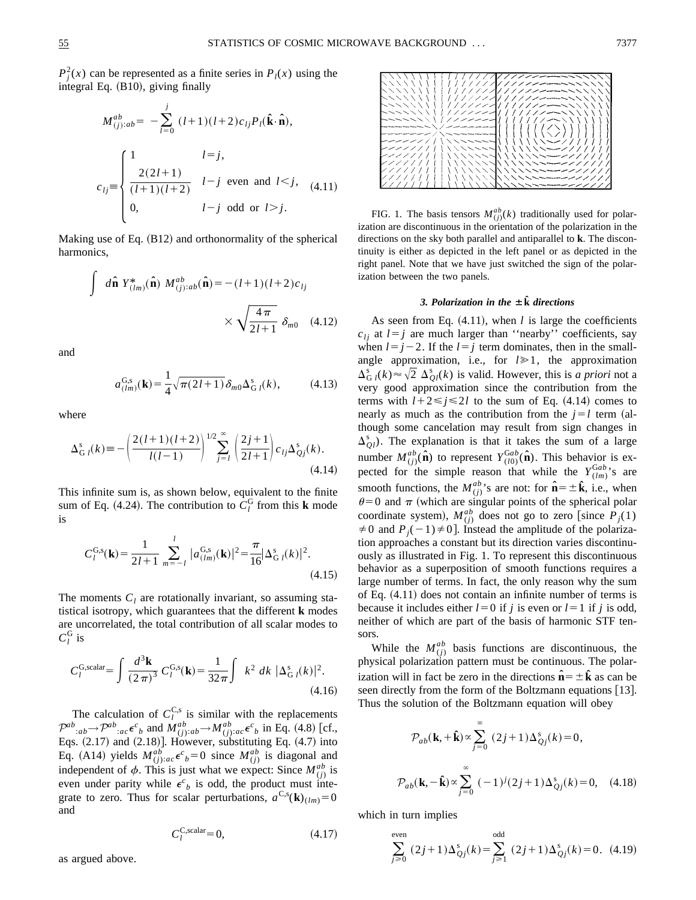$P_j^2(x)$ can be represented as a finite series in $P_l(x)$ using the integral Eq. (B10), giving finally

$$M^{ab}_{(j):ab} = -\sum_{l=0}^{j} (l+1)(l+2)c_{lj}P_l(\hat{\mathbf{k}}\cdot\hat{\mathbf{n}}),$$

$$c_{lj} \equiv \begin{cases} 1 & l=j, \\ \dfrac{2(2l+1)}{(l+1)(l+2)} & l-j \text{ even and } l<j, \\ 0, & l-j \text{ odd or } l>j. \end{cases} \quad (4.11)$$

Making use of Eq. (B12) and orthonormality of the spherical harmonics,

$$\int d\hat{\mathbf{n}}\, Y^*_{(lm)}(\hat{\mathbf{n}})\, M^{ab}_{(j):ab}(\hat{\mathbf{n}}) = -(l+1)(l+2)c_{lj} \times \sqrt{\frac{4\pi}{2l+1}}\,\delta_{m0} \quad (4.12)$$

and

$$a^{\mathrm{G,s}}_{(lm)}(\mathbf{k}) = \frac{1}{4}\sqrt{\pi(2l+1)}\,\delta_{m0}\Delta^{\mathrm{s}}_{\mathrm{G}\,l}(k), \quad (4.13)$$

where

$$\Delta^{\mathrm{s}}_{\mathrm{G}\,l}(k) \equiv -\left(\frac{2(l+1)(l+2)}{l(l-1)}\right)^{1/2} \sum_{j=l}^{\infty}\left(\frac{2j+1}{2l+1}\right)c_{lj}\Delta^{\mathrm{s}}_{Qj}(k). \quad (4.14)$$

This infinite sum is, as shown below, equivalent to the finite sum of Eq. (4.24). The contribution to $C_l^{\mathrm{G}}$ from this $\mathbf{k}$ mode is

$$C_l^{\mathrm{G,s}}(\mathbf{k}) = \frac{1}{2l+1}\sum_{m=-l}^{l}|a^{\mathrm{G,s}}_{(lm)}(\mathbf{k})|^2 = \frac{\pi}{16}|\Delta^{\mathrm{s}}_{\mathrm{G}\,l}(k)|^2. \quad (4.15)$$

The moments $C_l$ are rotationally invariant, so assuming statistical isotropy, which guarantees that the different $\mathbf{k}$ modes are uncorrelated, the total contribution of all scalar modes to $C_l^{\mathrm{G}}$ is

$$C_l^{\mathrm{G,scalar}} = \int \frac{d^3\mathbf{k}}{(2\pi)^3}\, C_l^{\mathrm{G,s}}(\mathbf{k}) = \frac{1}{32\pi}\int k^2\, dk\, |\Delta^{\mathrm{s}}_{\mathrm{G}\,l}(k)|^2. \quad (4.16)$$

The calculation of $C_l^{\mathrm{C,s}}$ is similar with the replacements $\mathcal{P}^{ab}{}_{:ab} \to \mathcal{P}^{ab}{}_{:ac}\epsilon^c{}_b$ and $M^{ab}_{(j):ab} \to M^{ab}_{(j):ac}\epsilon^c{}_b$ in Eq. (4.8) [cf., Eqs. (2.17) and (2.18)]. However, substituting Eq. (4.7) into Eq. (A14) yields $M^{ab}_{(j):ac}\epsilon^c{}_b = 0$ since $M^{ab}_{(j)}$ is diagonal and independent of $\phi$. This is just what we expect: Since $M^{ab}_{(j)}$ is even under parity while $\epsilon^c{}_b$ is odd, the product must integrate to zero. Thus for scalar perturbations, $a^{\mathrm{C,s}}(\mathbf{k})_{(lm)} = 0$ and

$$C_l^{\mathrm{C,scalar}} = 0, \quad (4.17)$$

as argued above.

FIG. 1. The basis tensors $M^{ab}_{(j)}(k)$ traditionally used for polarization are discontinuous in the orientation of the polarization in the directions on the sky both parallel and antiparallel to $\mathbf{k}$. The discontinuity is either as depicted in the left panel or as depicted in the right panel. Note that we have just switched the sign of the polarization between the two panels.

### 3. Polarization in the $\pm\hat{\mathbf{k}}$ directions

As seen from Eq. (4.11), when $l$ is large the coefficients $c_{lj}$ at $l=j$ are much larger than "nearby" coefficients, say when $l=j-2$. If the $l=j$ term dominates, then in the small-angle approximation, i.e., for $l \gg 1$, the approximation $\Delta^{\mathrm{s}}_{\mathrm{G}\,l}(k) \approx \sqrt{2}\,\Delta^{\mathrm{s}}_{Ql}(k)$ is valid. However, this is *a priori* not a very good approximation since the contribution from the terms with $l+2 \leq j \leq 2l$ to the sum of Eq. (4.14) comes to nearly as much as the contribution from the $j=l$ term (although some cancelation may result from sign changes in $\Delta^{\mathrm{s}}_{Ql}$). The explanation is that it takes the sum of a large number $M^{ab}_{(j)}(\hat{\mathbf{n}})$ to represent $Y^{\mathrm{G}ab}_{(l0)}(\hat{\mathbf{n}})$. This behavior is expected for the simple reason that while the $Y^{\mathrm{G}ab}_{(lm)}$'s are smooth functions, the $M^{ab}_{(j)}$'s are not: for $\hat{\mathbf{n}} = \pm\hat{\mathbf{k}}$, i.e., when $\theta=0$ and $\pi$ (which are singular points of the spherical polar coordinate system), $M^{ab}_{(j)}$ does not go to zero [since $P_j(1) \neq 0$ and $P_j(-1) \neq 0$]. Instead the amplitude of the polarization approaches a constant but its direction varies discontinuously as illustrated in Fig. 1. To represent this discontinuous behavior as a superposition of smooth functions requires a large number of terms. In fact, the only reason why the sum of Eq. (4.11) does not contain an infinite number of terms is because it includes either $l=0$ if $j$ is even or $l=1$ if $j$ is odd, neither of which are part of the basis of harmonic STF tensors.

While the $M^{ab}_{(j)}$ basis functions are discontinuous, the physical polarization pattern must be continuous. The polarization will in fact be zero in the directions $\hat{\mathbf{n}} = \pm\hat{\mathbf{k}}$ as can be seen directly from the form of the Boltzmann equations [13]. Thus the solution of the Boltzmann equation will obey

$$\mathcal{P}_{ab}(\mathbf{k},+\hat{\mathbf{k}}) \propto \sum_{j=0}^{\infty}(2j+1)\Delta^{\mathrm{s}}_{Qj}(k) = 0,$$

$$\mathcal{P}_{ab}(\mathbf{k},-\hat{\mathbf{k}}) \propto \sum_{j=0}^{\infty}(-1)^j(2j+1)\Delta^{\mathrm{s}}_{Qj}(k) = 0, \quad (4.18)$$

which in turn implies

$$\sum_{j\geq 0}^{\text{even}}(2j+1)\Delta^{\mathrm{s}}_{Qj}(k) = \sum_{j\geq 1}^{\text{odd}}(2j+1)\Delta^{\mathrm{s}}_{Qj}(k) = 0. \quad (4.19)$$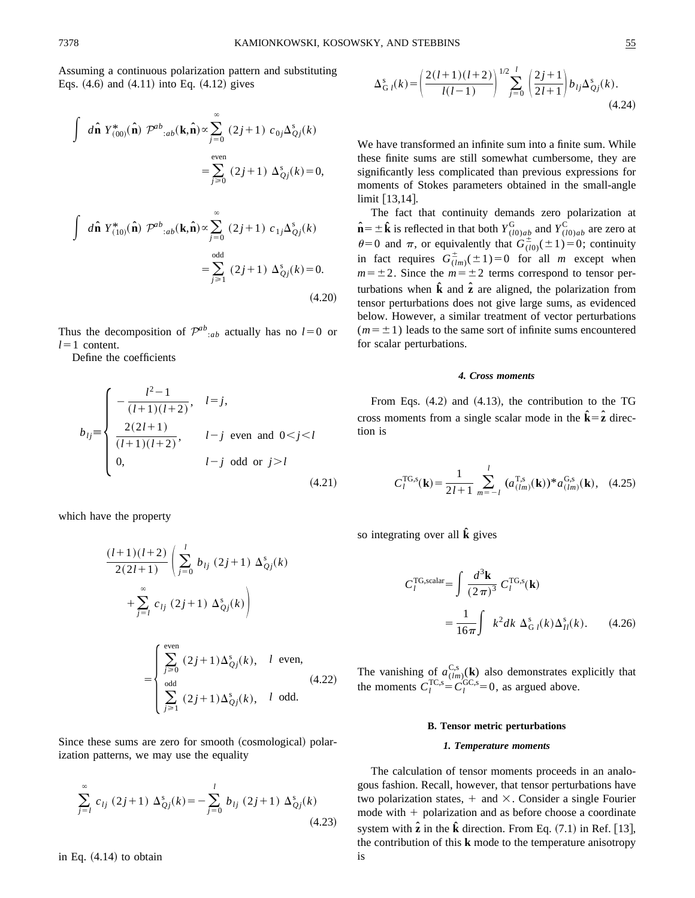Assuming a continuous polarization pattern and substituting Eqs. (4.6) and (4.11) into Eq. (4.12) gives

$$\int d\hat{\mathbf{n}}\, Y^*_{(00)}(\hat{\mathbf{n}})\, \mathcal{P}^{ab}{}_{:ab}(\mathbf{k},\hat{\mathbf{n}}) \propto \sum_{j=0}^{\infty} (2j+1)\, c_{0j} \Delta^{\rm s}_{Qj}(k) = \sum_{j\geq 0}^{\rm even} (2j+1)\, \Delta^{\rm s}_{Qj}(k) = 0,$$

$$\int d\hat{\mathbf{n}}\, Y^*_{(10)}(\hat{\mathbf{n}})\, \mathcal{P}^{ab}{}_{:ab}(\mathbf{k},\hat{\mathbf{n}}) \propto \sum_{j=0}^{\infty} (2j+1)\, c_{1j} \Delta^{\rm s}_{Qj}(k) = \sum_{j\geq 1}^{\rm odd} (2j+1)\, \Delta^{\rm s}_{Qj}(k) = 0. \tag{4.20}$$

Thus the decomposition of $\mathcal{P}^{ab}{}_{:ab}$ actually has no $l=0$ or $l=1$ content.

Define the coefficients

$$b_{lj} \equiv \begin{cases} -\dfrac{l^2-1}{(l+1)(l+2)}, & l=j, \\ \dfrac{2(2l+1)}{(l+1)(l+2)}, & l-j \text{ even and } 0<j<l \\ 0, & l-j \text{ odd or } j>l \end{cases} \tag{4.21}$$

which have the property

$$\frac{(l+1)(l+2)}{2(2l+1)} \left( \sum_{j=0}^{l} b_{lj}\, (2j+1)\, \Delta^{\rm s}_{Qj}(k) + \sum_{j=l}^{\infty} c_{lj}\, (2j+1)\, \Delta^{\rm s}_{Qj}(k) \right) = \begin{cases} \displaystyle\sum_{j\geq 0}^{\rm even} (2j+1)\Delta^{\rm s}_{Qj}(k), & l \text{ even}, \\ \displaystyle\sum_{j\geq 1}^{\rm odd} (2j+1)\Delta^{\rm s}_{Qj}(k), & l \text{ odd}. \end{cases} \tag{4.22}$$

Since these sums are zero for smooth (cosmological) polarization patterns, we may use the equality

$$\sum_{j=l}^{\infty} c_{lj}\, (2j+1)\, \Delta^{\rm s}_{Qj}(k) = -\sum_{j=0}^{l} b_{lj}\, (2j+1)\, \Delta^{\rm s}_{Qj}(k) \tag{4.23}$$

in Eq. (4.14) to obtain

$$\Delta^{\rm s}_{{\rm G}\,l}(k) = \left( \frac{2(l+1)(l+2)}{l(l-1)} \right)^{1/2} \sum_{j=0}^{l} \left( \frac{2j+1}{2l+1} \right) b_{lj} \Delta^{\rm s}_{Qj}(k). \tag{4.24}$$

We have transformed an infinite sum into a finite sum. While these finite sums are still somewhat cumbersome, they are significantly less complicated than previous expressions for moments of Stokes parameters obtained in the small-angle limit [13,14].

The fact that continuity demands zero polarization at $\hat{\mathbf{n}} = \pm \hat{\mathbf{k}}$ is reflected in that both $Y^{\rm G}_{(l0)ab}$ and $Y^{\rm C}_{(l0)ab}$ are zero at $\theta=0$ and $\pi$, or equivalently that $G^{\pm}_{(l0)}(\pm 1)=0$; continuity in fact requires $G^{\pm}_{(lm)}(\pm 1)=0$ for all $m$ except when $m=\pm 2$. Since the $m=\pm 2$ terms correspond to tensor perturbations when $\hat{\mathbf{k}}$ and $\hat{\mathbf{z}}$ are aligned, the polarization from tensor perturbations does not give large sums, as evidenced below. However, a similar treatment of vector perturbations ($m=\pm 1$) leads to the same sort of infinite sums encountered for scalar perturbations.

#### 4. Cross moments

From Eqs. (4.2) and (4.13), the contribution to the TG cross moments from a single scalar mode in the $\hat{\mathbf{k}} = \hat{\mathbf{z}}$ direction is

$$C_l^{\rm TG,s}(\mathbf{k}) = \frac{1}{2l+1} \sum_{m=-l}^{l} (a^{\rm T,s}_{(lm)}(\mathbf{k}))^* a^{\rm G,s}_{(lm)}(\mathbf{k}), \tag{4.25}$$

so integrating over all $\hat{\mathbf{k}}$ gives

$$C_l^{\rm TG,scalar} = \int \frac{d^3\mathbf{k}}{(2\pi)^3}\, C_l^{\rm TG,s}(\mathbf{k}) = \frac{1}{16\pi} \int k^2 dk\, \Delta^{\rm s}_{{\rm G}\,l}(k) \Delta^{\rm s}_{Il}(k). \tag{4.26}$$

The vanishing of $a^{\rm C,s}_{(lm)}(\mathbf{k})$ also demonstrates explicitly that the moments $C_l^{\rm TC,s} = C_l^{\rm GC,s} = 0$, as argued above.

### B. Tensor metric perturbations

#### 1. Temperature moments

The calculation of tensor moments proceeds in an analogous fashion. Recall, however, that tensor perturbations have two polarization states, $+$ and $\times$. Consider a single Fourier mode with $+$ polarization and as before choose a coordinate system with $\hat{\mathbf{z}}$ in the $\hat{\mathbf{k}}$ direction. From Eq. (7.1) in Ref. [13], the contribution of this $\mathbf{k}$ mode to the temperature anisotropy is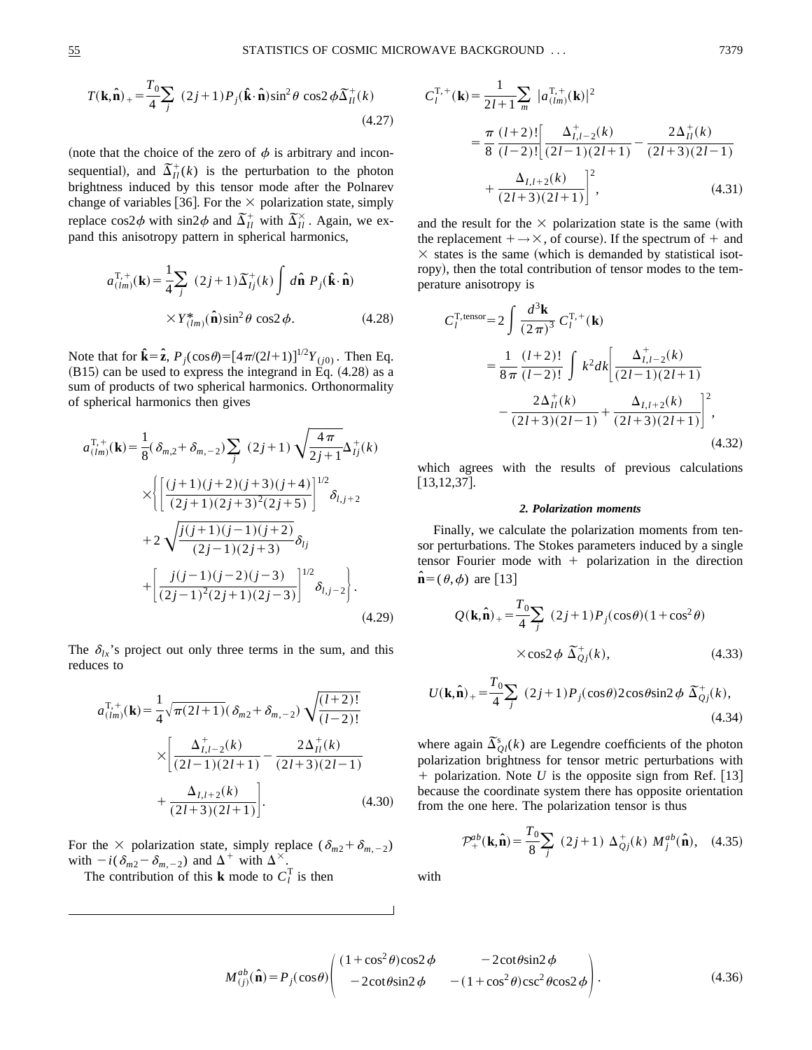$$T(\mathbf{k},\hat{\mathbf{n}})_+ = \frac{T_0}{4}\sum_j (2j+1)P_j(\hat{\mathbf{k}}\cdot\hat{\mathbf{n}})\sin^2\theta\,\cos 2\phi\,\tilde{\Delta}^+_{Il}(k) \tag{4.27}$$

(note that the choice of the zero of $\phi$ is arbitrary and inconsequential), and $\tilde{\Delta}^+_{Il}(k)$ is the perturbation to the photon brightness induced by this tensor mode after the Polnarev change of variables [36]. For the $\times$ polarization state, simply replace $\cos 2\phi$ with $\sin 2\phi$ and $\tilde{\Delta}^+_{Il}$ with $\tilde{\Delta}^\times_{Il}$. Again, we expand this anisotropy pattern in spherical harmonics,

$$a^{\mathrm{T},+}_{(lm)}(\mathbf{k}) = \frac{1}{4}\sum_j (2j+1)\tilde{\Delta}^+_{Ij}(k)\int d\hat{\mathbf{n}}\; P_j(\hat{\mathbf{k}}\cdot\hat{\mathbf{n}}) \times Y^*_{(lm)}(\hat{\mathbf{n}})\sin^2\theta\,\cos 2\phi. \tag{4.28}$$

Note that for $\hat{\mathbf{k}}=\hat{\mathbf{z}}$, $P_j(\cos\theta)=[4\pi/(2l+1)]^{1/2}Y_{(j0)}$. Then Eq. (B15) can be used to express the integrand in Eq. (4.28) as a sum of products of two spherical harmonics. Orthonormality of spherical harmonics then gives

$$\begin{aligned} a^{\mathrm{T},+}_{(lm)}(\mathbf{k}) = {}& \frac{1}{8}(\delta_{m,2}+\delta_{m,-2})\sum_j (2j+1)\sqrt{\frac{4\pi}{2j+1}}\Delta^+_{Ij}(k) \\ & \times\Bigg\{\left[\frac{(j+1)(j+2)(j+3)(j+4)}{(2j+1)(2j+3)^2(2j+5)}\right]^{1/2}\delta_{l,j+2} \\ & +2\sqrt{\frac{j(j+1)(j-1)(j+2)}{(2j-1)(2j+3)}}\delta_{lj} \\ & +\left[\frac{j(j-1)(j-2)(j-3)}{(2j-1)^2(2j+1)(2j-3)}\right]^{1/2}\delta_{l,j-2}\Bigg\}. \end{aligned} \tag{4.29}$$

The $\delta_{lx}$'s project out only three terms in the sum, and this reduces to

$$\begin{aligned} a^{\mathrm{T},+}_{(lm)}(\mathbf{k}) = {}& \frac{1}{4}\sqrt{\pi(2l+1)}(\delta_{m2}+\delta_{m,-2})\sqrt{\frac{(l+2)!}{(l-2)!}} \\ & \times\left[\frac{\Delta^+_{I,l-2}(k)}{(2l-1)(2l+1)}-\frac{2\Delta^+_{Il}(k)}{(2l+3)(2l-1)} +\frac{\Delta_{I,l+2}(k)}{(2l+3)(2l+1)}\right]. \end{aligned} \tag{4.30}$$

For the $\times$ polarization state, simply replace $(\delta_{m2}+\delta_{m,-2})$ with $-i(\delta_{m2}-\delta_{m,-2})$ and $\Delta^+$ with $\Delta^\times$.

The contribution of this $\mathbf{k}$ mode to $C^{\mathrm{T}}_l$ is then

$$\begin{aligned} C^{\mathrm{T},+}_l(\mathbf{k}) &= \frac{1}{2l+1}\sum_m |a^{\mathrm{T},+}_{(lm)}(\mathbf{k})|^2 \\ &= \frac{\pi}{8}\frac{(l+2)!}{(l-2)!}\left[\frac{\Delta^+_{I,l-2}(k)}{(2l-1)(2l+1)}-\frac{2\Delta^+_{Il}(k)}{(2l+3)(2l-1)} +\frac{\Delta_{I,l+2}(k)}{(2l+3)(2l+1)}\right]^2, \end{aligned} \tag{4.31}$$

and the result for the $\times$ polarization state is the same (with the replacement $+\to\times$, of course). If the spectrum of $+$ and $\times$ states is the same (which is demanded by statistical isotropy), then the total contribution of tensor modes to the temperature anisotropy is

$$\begin{aligned} C^{\mathrm{T,tensor}}_l &= 2\int\frac{d^3\mathbf{k}}{(2\pi)^3}\,C^{\mathrm{T},+}_l(\mathbf{k}) \\ &= \frac{1}{8\pi}\frac{(l+2)!}{(l-2)!}\int k^2dk\left[\frac{\Delta^+_{I,l-2}(k)}{(2l-1)(2l+1)} -\frac{2\Delta^+_{Il}(k)}{(2l+3)(2l-1)}+\frac{\Delta_{I,l+2}(k)}{(2l+3)(2l+1)}\right]^2, \end{aligned} \tag{4.32}$$

which agrees with the results of previous calculations [13,12,37].

### 2. Polarization moments

Finally, we calculate the polarization moments from tensor perturbations. The Stokes parameters induced by a single tensor Fourier mode with $+$ polarization in the direction $\hat{\mathbf{n}}=(\theta,\phi)$ are [13]

$$Q(\mathbf{k},\hat{\mathbf{n}})_+ = \frac{T_0}{4}\sum_j (2j+1)P_j(\cos\theta)(1+\cos^2\theta) \times\cos 2\phi\;\tilde{\Delta}^+_{Qj}(k), \tag{4.33}$$

$$U(\mathbf{k},\hat{\mathbf{n}})_+ = \frac{T_0}{4}\sum_j (2j+1)P_j(\cos\theta)2\cos\theta\sin 2\phi\;\tilde{\Delta}^+_{Qj}(k), \tag{4.34}$$

where again $\tilde{\Delta}^s_{Ql}(k)$ are Legendre coefficients of the photon polarization brightness for tensor metric perturbations with $+$ polarization. Note $U$ is the opposite sign from Ref. [13] because the coordinate system there has opposite orientation from the one here. The polarization tensor is thus

$$\mathcal{P}^{ab}_+(\mathbf{k},\hat{\mathbf{n}}) = \frac{T_0}{8}\sum_j (2j+1)\;\Delta^+_{Qj}(k)\;M^{ab}_j(\hat{\mathbf{n}}), \tag{4.35}$$

with

$$M^{ab}_{(j)}(\hat{\mathbf{n}}) = P_j(\cos\theta)\begin{pmatrix} (1+\cos^2\theta)\cos 2\phi & -2\cot\theta\sin 2\phi \\ -2\cot\theta\sin 2\phi & -(1+\cos^2\theta)\csc^2\theta\cos 2\phi \end{pmatrix}. \tag{4.36}$$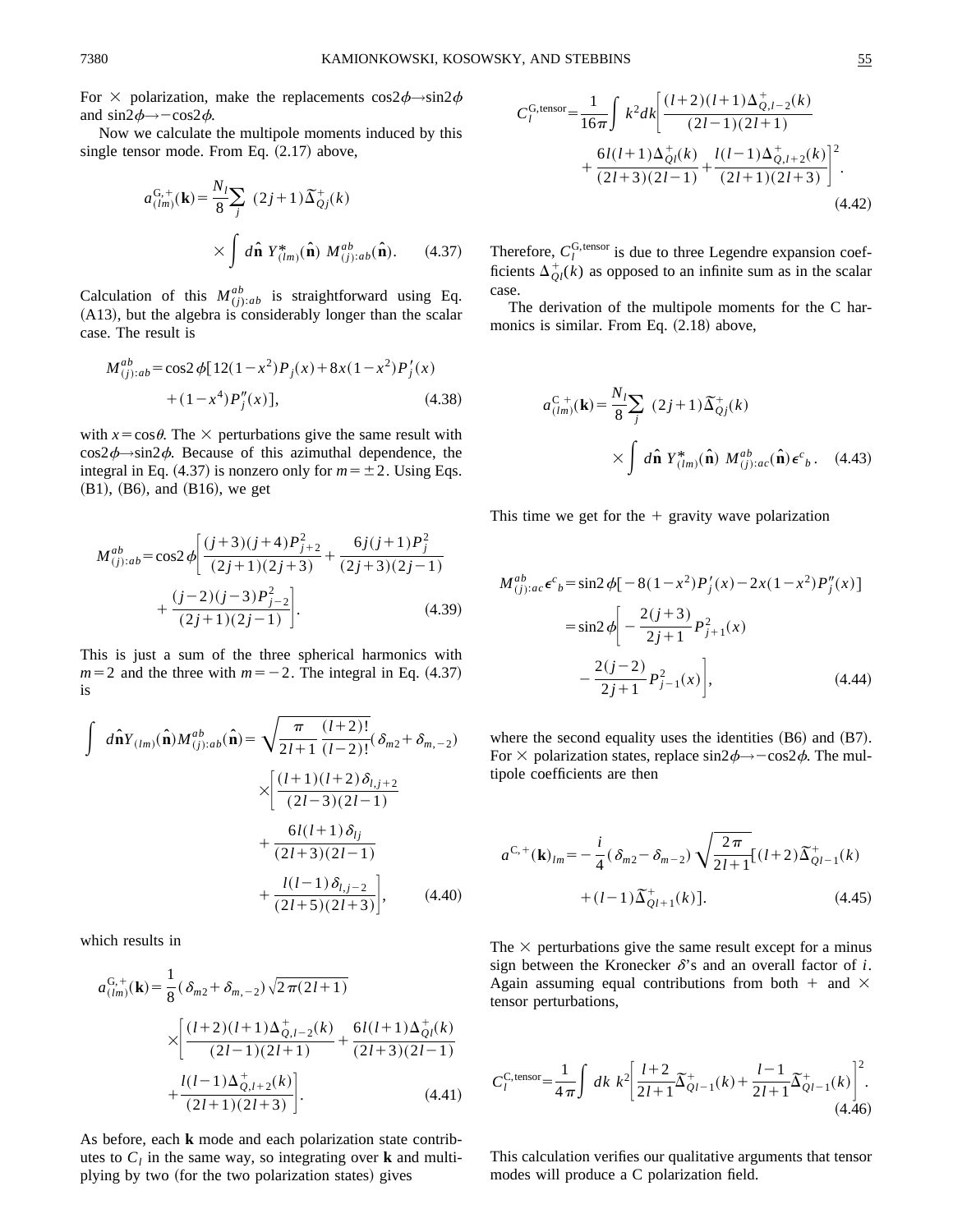For $\times$ polarization, make the replacements $\cos 2\phi \to \sin 2\phi$ and $\sin 2\phi \to -\cos 2\phi$.

Now we calculate the multipole moments induced by this single tensor mode. From Eq. (2.17) above,

$$a^{\mathrm{G},+}_{(lm)}(\mathbf{k}) = \frac{N_l}{8}\sum_j (2j+1)\tilde{\Delta}^{+}_{Qj}(k) \times \int d\hat{\mathbf{n}}\, Y^{*}_{(lm)}(\hat{\mathbf{n}})\, M^{ab}_{(j):ab}(\hat{\mathbf{n}}). \tag{4.37}$$

Calculation of this $M^{ab}_{(j):ab}$ is straightforward using Eq. (A13), but the algebra is considerably longer than the scalar case. The result is

$$M^{ab}_{(j):ab} = \cos 2\phi[12(1-x^2)P_j(x) + 8x(1-x^2)P_j'(x) + (1-x^4)P_j''(x)], \tag{4.38}$$

with $x=\cos\theta$. The $\times$ perturbations give the same result with $\cos 2\phi \to \sin 2\phi$. Because of this azimuthal dependence, the integral in Eq. (4.37) is nonzero only for $m=\pm 2$. Using Eqs. (B1), (B6), and (B16), we get

$$M^{ab}_{(j):ab} = \cos 2\phi\left[\frac{(j+3)(j+4)P^2_{j+2}}{(2j+1)(2j+3)} + \frac{6j(j+1)P^2_j}{(2j+3)(2j-1)} + \frac{(j-2)(j-3)P^2_{j-2}}{(2j+1)(2j-1)}\right]. \tag{4.39}$$

This is just a sum of the three spherical harmonics with $m=2$ and the three with $m=-2$. The integral in Eq. (4.37) is

$$\int d\hat{\mathbf{n}} Y_{(lm)}(\hat{\mathbf{n}}) M^{ab}_{(j):ab}(\hat{\mathbf{n}}) = \sqrt{\frac{\pi}{2l+1}\frac{(l+2)!}{(l-2)!}}(\delta_{m2}+\delta_{m,-2}) \times\left[\frac{(l+1)(l+2)\delta_{l,j+2}}{(2l-3)(2l-1)} + \frac{6l(l+1)\delta_{lj}}{(2l+3)(2l-1)} + \frac{l(l-1)\delta_{l,j-2}}{(2l+5)(2l+3)}\right], \tag{4.40}$$

which results in

$$a^{\mathrm{G},+}_{(lm)}(\mathbf{k}) = \frac{1}{8}(\delta_{m2}+\delta_{m,-2})\sqrt{2\pi(2l+1)} \times\left[\frac{(l+2)(l+1)\Delta^{+}_{Q,l-2}(k)}{(2l-1)(2l+1)} + \frac{6l(l+1)\Delta^{+}_{Ql}(k)}{(2l+3)(2l-1)} + \frac{l(l-1)\Delta^{+}_{Q,l+2}(k)}{(2l+1)(2l+3)}\right]. \tag{4.41}$$

As before, each $\mathbf{k}$ mode and each polarization state contributes to $C_l$ in the same way, so integrating over $\mathbf{k}$ and multiplying by two (for the two polarization states) gives

$$C^{\mathrm{G,tensor}}_l = \frac{1}{16\pi}\int k^2 dk\left[\frac{(l+2)(l+1)\Delta^{+}_{Q,l-2}(k)}{(2l-1)(2l+1)} + \frac{6l(l+1)\Delta^{+}_{Ql}(k)}{(2l+3)(2l-1)} + \frac{l(l-1)\Delta^{+}_{Q,l+2}(k)}{(2l+1)(2l+3)}\right]^2. \tag{4.42}$$

Therefore, $C^{\mathrm{G,tensor}}_l$ is due to three Legendre expansion coefficients $\Delta^{+}_{Ql}(k)$ as opposed to an infinite sum as in the scalar case.

The derivation of the multipole moments for the C harmonics is similar. From Eq. (2.18) above,

$$a^{\mathrm{C}+}_{(lm)}(\mathbf{k}) = \frac{N_l}{8}\sum_j (2j+1)\tilde{\Delta}^{+}_{Qj}(k) \times \int d\hat{\mathbf{n}}\, Y^{*}_{(lm)}(\hat{\mathbf{n}})\, M^{ab}_{(j):ac}(\hat{\mathbf{n}})\epsilon^{c}{}_{b}. \tag{4.43}$$

This time we get for the $+$ gravity wave polarization

$$\begin{aligned} M^{ab}_{(j):ac}\epsilon^{c}{}_{b} &= \sin 2\phi[-8(1-x^2)P_j'(x) - 2x(1-x^2)P_j''(x)] \\ &= \sin 2\phi\left[-\frac{2(j+3)}{2j+1}P^2_{j+1}(x) - \frac{2(j-2)}{2j+1}P^2_{j-1}(x)\right], \end{aligned} \tag{4.44}$$

where the second equality uses the identities (B6) and (B7). For $\times$ polarization states, replace $\sin 2\phi \to -\cos 2\phi$. The multipole coefficients are then

$$a^{\mathrm{C},+}(\mathbf{k})_{lm} = -\frac{i}{4}(\delta_{m2}-\delta_{m-2})\sqrt{\frac{2\pi}{2l+1}}[(l+2)\tilde{\Delta}^{+}_{Ql-1}(k) + (l-1)\tilde{\Delta}^{+}_{Ql+1}(k)]. \tag{4.45}$$

The $\times$ perturbations give the same result except for a minus sign between the Kronecker $\delta$'s and an overall factor of $i$. Again assuming equal contributions from both $+$ and $\times$ tensor perturbations,

$$C^{\mathrm{C,tensor}}_l = \frac{1}{4\pi}\int dk\, k^2\left[\frac{l+2}{2l+1}\tilde{\Delta}^{+}_{Ql-1}(k) + \frac{l-1}{2l+1}\tilde{\Delta}^{+}_{Ql-1}(k)\right]^2. \tag{4.46}$$

This calculation verifies our qualitative arguments that tensor modes will produce a C polarization field.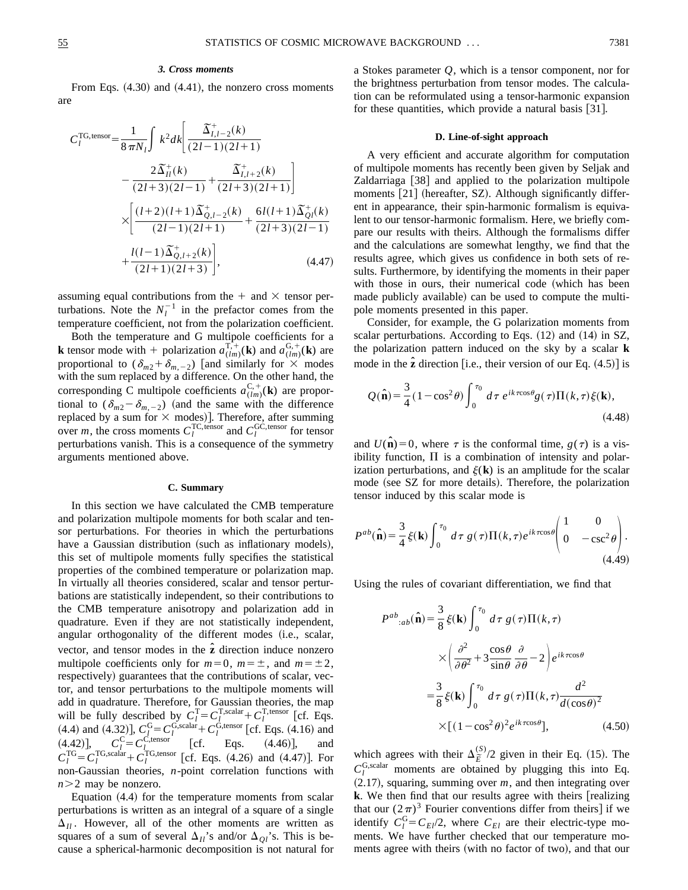### 3. Cross moments

From Eqs. (4.30) and (4.41), the nonzero cross moments are

$$C_l^{\mathrm{TG,tensor}} = \frac{1}{8\pi N_l}\int k^2 dk \left[ \frac{\widetilde{\Delta}^+_{I,l-2}(k)}{(2l-1)(2l+1)} - \frac{2\widetilde{\Delta}^+_{Il}(k)}{(2l+3)(2l-1)} + \frac{\widetilde{\Delta}^+_{I,l+2}(k)}{(2l+3)(2l+1)} \right] \times \left[ \frac{(l+2)(l+1)\widetilde{\Delta}^+_{Q,l-2}(k)}{(2l-1)(2l+1)} + \frac{6l(l+1)\widetilde{\Delta}^+_{Ql}(k)}{(2l+3)(2l-1)} + \frac{l(l-1)\widetilde{\Delta}^+_{Q,l+2}(k)}{(2l+1)(2l+3)} \right], \tag{4.47}$$

assuming equal contributions from the $+$ and $\times$ tensor perturbations. Note the $N_l^{-1}$ in the prefactor comes from the temperature coefficient, not from the polarization coefficient.

Both the temperature and G multipole coefficients for a $\mathbf{k}$ tensor mode with $+$ polarization $a^{\mathrm{T},+}_{(lm)}(\mathbf{k})$ and $a^{\mathrm{G},+}_{(lm)}(\mathbf{k})$ are proportional to $(\delta_{m2}+\delta_{m,-2})$ [and similarly for $\times$ modes with the sum replaced by a difference. On the other hand, the corresponding C multipole coefficients $a^{\mathrm{C},+}_{(lm)}(\mathbf{k})$ are proportional to $(\delta_{m2}-\delta_{m,-2})$ (and the same with the difference replaced by a sum for $\times$ modes)]. Therefore, after summing over $m$, the cross moments $C_l^{\mathrm{TC,tensor}}$ and $C_l^{\mathrm{GC,tensor}}$ for tensor perturbations vanish. This is a consequence of the symmetry arguments mentioned above.

## C. Summary

In this section we have calculated the CMB temperature and polarization multipole moments for both scalar and tensor perturbations. For theories in which the perturbations have a Gaussian distribution (such as inflationary models), this set of multipole moments fully specifies the statistical properties of the combined temperature or polarization map. In virtually all theories considered, scalar and tensor perturbations are statistically independent, so their contributions to the CMB temperature anisotropy and polarization add in quadrature. Even if they are not statistically independent, angular orthogonality of the different modes (i.e., scalar, vector, and tensor modes in the $\hat{\mathbf{z}}$ direction induce nonzero multipole coefficients only for $m=0$, $m=\pm$, and $m=\pm 2$, respectively) guarantees that the contributions of scalar, vector, and tensor perturbations to the multipole moments will add in quadrature. Therefore, for Gaussian theories, the map will be fully described by $C_l^{\mathrm{T}}=C_l^{\mathrm{T,scalar}}+C_l^{\mathrm{T,tensor}}$ [cf. Eqs. (4.4) and (4.32)], $C_l^{\mathrm{G}}=C_l^{\mathrm{G,scalar}}+C_l^{\mathrm{G,tensor}}$ [cf. Eqs. (4.16) and (4.42)], $C_l^{\mathrm{C}}=C_l^{\mathrm{C,tensor}}$ [cf. Eqs. (4.46)], and $C_l^{\mathrm{TG}}=C_l^{\mathrm{TG,scalar}}+C_l^{\mathrm{TG,tensor}}$ [cf. Eqs. (4.26) and (4.47)]. For non-Gaussian theories, $n$-point correlation functions with $n>2$ may be nonzero.

Equation (4.4) for the temperature moments from scalar perturbations is written as an integral of a square of a single $\Delta_{Il}$. However, all of the other moments are written as squares of a sum of several $\Delta_{Il}$'s and/or $\Delta_{Ql}$'s. This is because a spherical-harmonic decomposition is not natural for a Stokes parameter $Q$, which is a tensor component, nor for the brightness perturbation from tensor modes. The calculation can be reformulated using a tensor-harmonic expansion for these quantities, which provide a natural basis [31].

## D. Line-of-sight approach

A very efficient and accurate algorithm for computation of multipole moments has recently been given by Seljak and Zaldarriaga [38] and applied to the polarization multipole moments [21] (hereafter, SZ). Although significantly different in appearance, their spin-harmonic formalism is equivalent to our tensor-harmonic formalism. Here, we briefly compare our results with theirs. Although the formalisms differ and the calculations are somewhat lengthy, we find that the results agree, which gives us confidence in both sets of results. Furthermore, by identifying the moments in their paper with those in ours, their numerical code (which has been made publicly available) can be used to compute the multipole moments presented in this paper.

Consider, for example, the G polarization moments from scalar perturbations. According to Eqs. (12) and (14) in SZ, the polarization pattern induced on the sky by a scalar $\mathbf{k}$ mode in the $\hat{\mathbf{z}}$ direction [i.e., their version of our Eq. (4.5)] is

$$Q(\hat{\mathbf{n}}) = \frac{3}{4}(1-\cos^2\theta)\int_0^{\tau_0} d\tau\, e^{ik\tau\cos\theta} g(\tau)\Pi(k,\tau)\xi(\mathbf{k}), \tag{4.48}$$

and $U(\hat{\mathbf{n}})=0$, where $\tau$ is the conformal time, $g(\tau)$ is a visibility function, $\Pi$ is a combination of intensity and polarization perturbations, and $\xi(\mathbf{k})$ is an amplitude for the scalar mode (see SZ for more details). Therefore, the polarization tensor induced by this scalar mode is

$$P^{ab}(\hat{\mathbf{n}}) = \frac{3}{4}\xi(\mathbf{k})\int_0^{\tau_0} d\tau\, g(\tau)\Pi(k,\tau)e^{ik\tau\cos\theta}\begin{pmatrix} 1 & 0 \\ 0 & -\csc^2\theta \end{pmatrix}. \tag{4.49}$$

Using the rules of covariant differentiation, we find that

$$\begin{aligned} P^{ab}{}_{:ab}(\hat{\mathbf{n}}) &= \frac{3}{8}\xi(\mathbf{k})\int_0^{\tau_0} d\tau\, g(\tau)\Pi(k,\tau) \times \left( \frac{\partial^2}{\partial\theta^2} + 3\frac{\cos\theta}{\sin\theta}\frac{\partial}{\partial\theta} - 2 \right) e^{ik\tau\cos\theta} \\ &= \frac{3}{8}\xi(\mathbf{k})\int_0^{\tau_0} d\tau\, g(\tau)\Pi(k,\tau)\frac{d^2}{d(\cos\theta)^2} \times [(1-\cos^2\theta)^2 e^{ik\tau\cos\theta}], \end{aligned} \tag{4.50}$$

which agrees with their $\Delta_{\tilde{E}}^{(S)}/2$ given in their Eq. (15). The $C_l^{\mathrm{G,scalar}}$ moments are obtained by plugging this into Eq. (2.17), squaring, summing over $m$, and then integrating over $\mathbf{k}$. We then find that our results agree with theirs [realizing that our $(2\pi)^3$ Fourier conventions differ from theirs] if we identify $C_l^{\mathrm{G}}=C_{El}/2$, where $C_{El}$ are their electric-type moments. We have further checked that our temperature moments agree with theirs (with no factor of two), and that our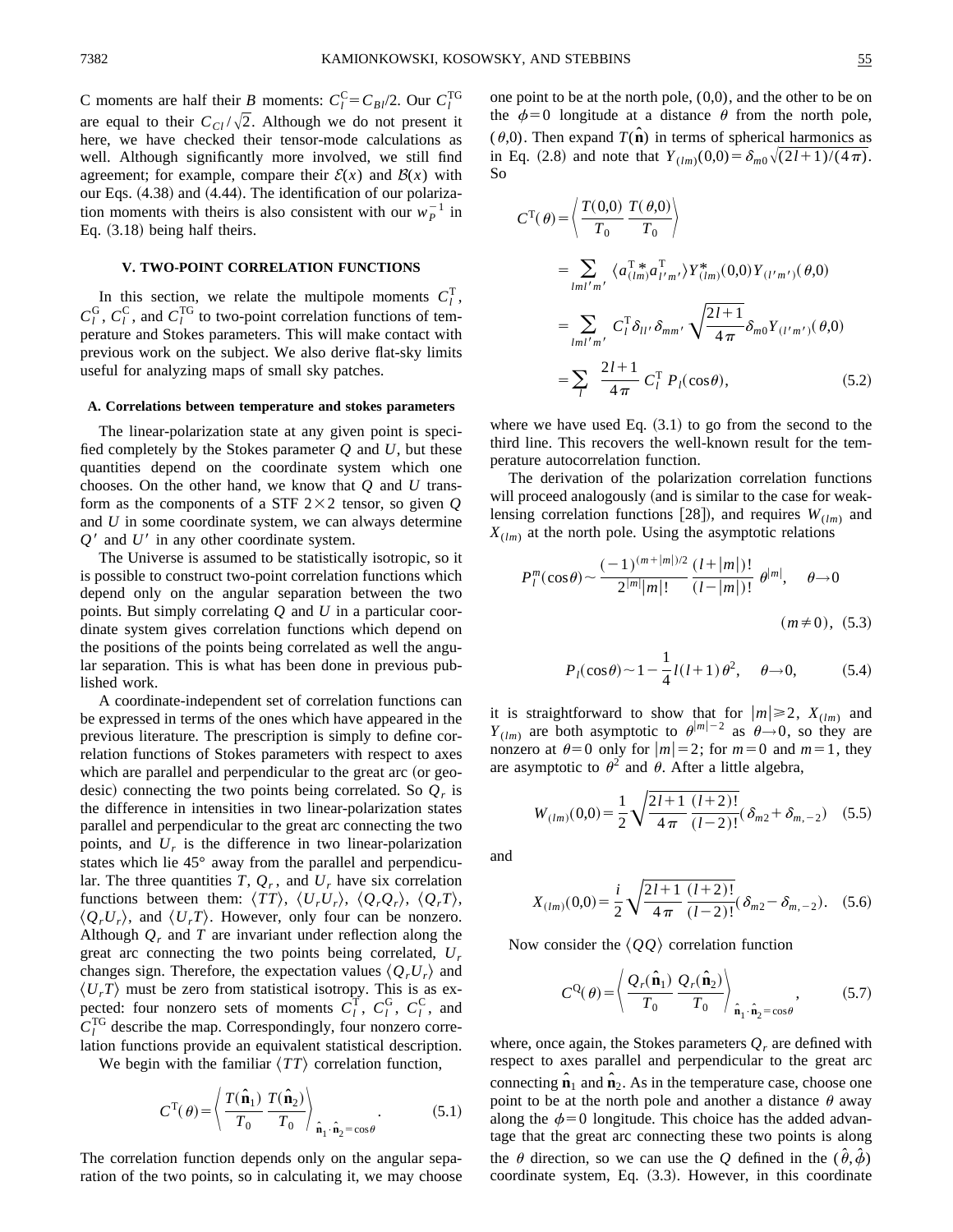C moments are half their $B$ moments: $C_l^{\rm C}=C_{Bl}/2$. Our $C_l^{\rm TG}$ are equal to their $C_{Cl}/\sqrt{2}$. Although we do not present it here, we have checked their tensor-mode calculations as well. Although significantly more involved, we still find agreement; for example, compare their $\mathcal{E}(x)$ and $\mathcal{B}(x)$ with our Eqs. (4.38) and (4.44). The identification of our polarization moments with theirs is also consistent with our $w_P^{-1}$ in Eq. (3.18) being half theirs.

## V. TWO-POINT CORRELATION FUNCTIONS

In this section, we relate the multipole moments $C_l^{\rm T}$, $C_l^{\rm G}$, $C_l^{\rm C}$, and $C_l^{\rm TG}$ to two-point correlation functions of temperature and Stokes parameters. This will make contact with previous work on the subject. We also derive flat-sky limits useful for analyzing maps of small sky patches.

### A. Correlations between temperature and stokes parameters

The linear-polarization state at any given point is specified completely by the Stokes parameter $Q$ and $U$, but these quantities depend on the coordinate system which one chooses. On the other hand, we know that $Q$ and $U$ transform as the components of a STF $2\times 2$ tensor, so given $Q$ and $U$ in some coordinate system, we can always determine $Q'$ and $U'$ in any other coordinate system.

The Universe is assumed to be statistically isotropic, so it is possible to construct two-point correlation functions which depend only on the angular separation between the two points. But simply correlating $Q$ and $U$ in a particular coordinate system gives correlation functions which depend on the positions of the points being correlated as well the angular separation. This is what has been done in previous published work.

A coordinate-independent set of correlation functions can be expressed in terms of the ones which have appeared in the previous literature. The prescription is simply to define correlation functions of Stokes parameters with respect to axes which are parallel and perpendicular to the great arc (or geodesic) connecting the two points being correlated. So $Q_r$ is the difference in intensities in two linear-polarization states parallel and perpendicular to the great arc connecting the two points, and $U_r$ is the difference in two linear-polarization states which lie 45° away from the parallel and perpendicular. The three quantities $T$, $Q_r$, and $U_r$ have six correlation functions between them: $\langle TT\rangle$, $\langle U_rU_r\rangle$, $\langle Q_rQ_r\rangle$, $\langle Q_rT\rangle$, $\langle Q_rU_r\rangle$, and $\langle U_rT\rangle$. However, only four can be nonzero. Although $Q_r$ and $T$ are invariant under reflection along the great arc connecting the two points being correlated, $U_r$ changes sign. Therefore, the expectation values $\langle Q_rU_r\rangle$ and $\langle U_rT\rangle$ must be zero from statistical isotropy. This is as expected: four nonzero sets of moments $C_l^{\rm T}$, $C_l^{\rm G}$, $C_l^{\rm C}$, and $C_l^{\rm TG}$ describe the map. Correspondingly, four nonzero correlation functions provide an equivalent statistical description.

We begin with the familiar $\langle TT\rangle$ correlation function,

$$C^{\rm T}(\theta)=\left\langle \frac{T(\hat{\mathbf n}_1)}{T_0}\,\frac{T(\hat{\mathbf n}_2)}{T_0}\right\rangle_{\hat{\mathbf n}_1\cdot\hat{\mathbf n}_2=\cos\theta}. \tag{5.1}$$

The correlation function depends only on the angular separation of the two points, so in calculating it, we may choose one point to be at the north pole, (0,0), and the other to be on the $\phi=0$ longitude at a distance $\theta$ from the north pole, $(\theta,0)$. Then expand $T(\hat{\mathbf n})$ in terms of spherical harmonics as in Eq. (2.8) and note that $Y_{(lm)}(0,0)=\delta_{m0}\sqrt{(2l+1)/(4\pi)}$. So

$$\begin{aligned}
C^{\rm T}(\theta)&=\left\langle \frac{T(0,0)}{T_0}\,\frac{T(\theta,0)}{T_0}\right\rangle\\
&=\sum_{lml'm'}\langle a^{\rm T\,*}_{(lm)}a^{\rm T}_{l'm'}\rangle Y^*_{(lm)}(0,0)Y_{(l'm')}(\theta,0)\\
&=\sum_{lml'm'}C_l^{\rm T}\delta_{ll'}\delta_{mm'}\sqrt{\frac{2l+1}{4\pi}}\delta_{m0}Y_{(l'm')}(\theta,0)\\
&=\sum_l \frac{2l+1}{4\pi}C_l^{\rm T}P_l(\cos\theta),
\end{aligned}\tag{5.2}$$

where we have used Eq. (3.1) to go from the second to the third line. This recovers the well-known result for the temperature autocorrelation function.

The derivation of the polarization correlation functions will proceed analogously (and is similar to the case for weak-lensing correlation functions [28]), and requires $W_{(lm)}$ and $X_{(lm)}$ at the north pole. Using the asymptotic relations

$$P_l^m(\cos\theta)\sim\frac{(-1)^{(m+|m|)/2}}{2^{|m|}|m|!}\frac{(l+|m|)!}{(l-|m|)!}\theta^{|m|},\quad \theta\to 0 \quad (m\neq 0), \tag{5.3}$$

$$P_l(\cos\theta)\sim 1-\frac{1}{4}l(l+1)\theta^2,\quad \theta\to 0, \tag{5.4}$$

it is straightforward to show that for $|m|\geq 2$, $X_{(lm)}$ and $Y_{(lm)}$ are both asymptotic to $\theta^{|m|-2}$ as $\theta\to 0$, so they are nonzero at $\theta=0$ only for $|m|=2$; for $m=0$ and $m=1$, they are asymptotic to $\theta^2$ and $\theta$. After a little algebra,

$$W_{(lm)}(0,0)=\frac{1}{2}\sqrt{\frac{2l+1}{4\pi}\frac{(l+2)!}{(l-2)!}}(\delta_{m2}+\delta_{m,-2}) \tag{5.5}$$

and

$$X_{(lm)}(0,0)=\frac{i}{2}\sqrt{\frac{2l+1}{4\pi}\frac{(l+2)!}{(l-2)!}}(\delta_{m2}-\delta_{m,-2}). \tag{5.6}$$

Now consider the $\langle QQ\rangle$ correlation function

$$C^{\rm Q}(\theta)=\left\langle \frac{Q_r(\hat{\mathbf n}_1)}{T_0}\,\frac{Q_r(\hat{\mathbf n}_2)}{T_0}\right\rangle_{\hat{\mathbf n}_1\cdot\hat{\mathbf n}_2=\cos\theta}, \tag{5.7}$$

where, once again, the Stokes parameters $Q_r$ are defined with respect to axes parallel and perpendicular to the great arc connecting $\hat{\mathbf n}_1$ and $\hat{\mathbf n}_2$. As in the temperature case, choose one point to be at the north pole and another a distance $\theta$ away along the $\phi=0$ longitude. This choice has the added advantage that the great arc connecting these two points is along the $\theta$ direction, so we can use the $Q$ defined in the $(\hat\theta,\hat\phi)$ coordinate system, Eq. (3.3). However, in this coordinate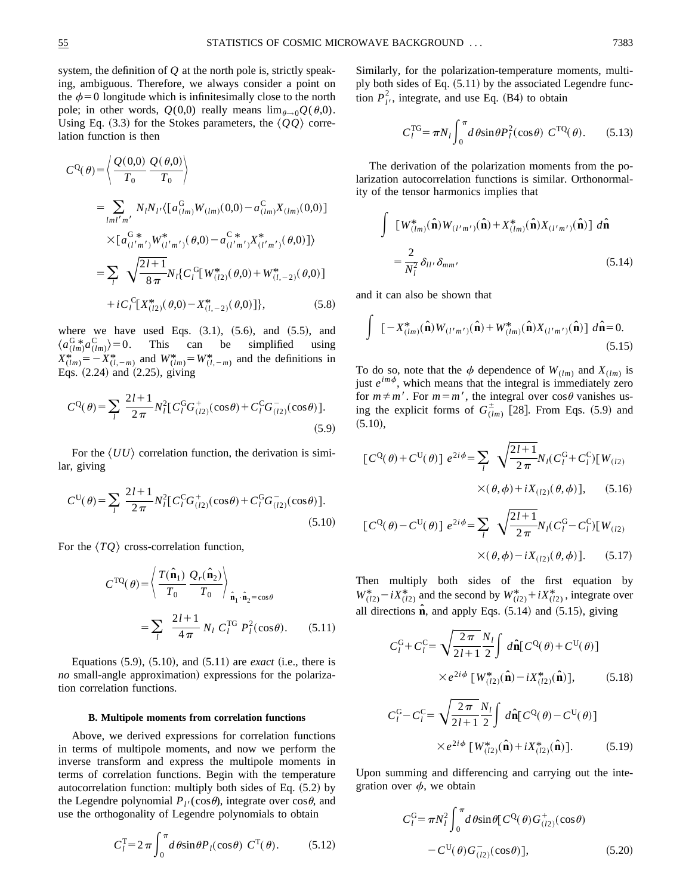system, the definition of $Q$ at the north pole is, strictly speaking, ambiguous. Therefore, we always consider a point on the $\phi=0$ longitude which is infinitesimally close to the north pole; in other words, $Q(0,0)$ really means $\lim_{\theta\to 0}Q(\theta,0)$. Using Eq. (3.3) for the Stokes parameters, the $\langle QQ\rangle$ correlation function is then

$$
\begin{aligned}
C^{\rm Q}(\theta) &= \left\langle \frac{Q(0,0)}{T_0}\,\frac{Q(\theta,0)}{T_0}\right\rangle \\
&= \sum_{lml'm'} N_l N_{l'} \langle [a^{\rm G}_{(lm)}W_{(lm)}(0,0) - a^{\rm C}_{(lm)}X_{(lm)}(0,0)] \\
&\quad \times [a^{{\rm G}\,*}_{(l'm')}W^*_{(l'm')}(\theta,0) - a^{{\rm C}\,*}_{(l'm')}X^*_{(l'm')}(\theta,0)]\rangle \\
&= \sum_l \sqrt{\frac{2l+1}{8\pi}}N_l\{C^{\rm G}_l[W^*_{(l2)}(\theta,0)+W^*_{(l,-2)}(\theta,0)] \\
&\quad + iC^{\rm C}_l[X^*_{(l2)}(\theta,0)-X^*_{(l,-2)}(\theta,0)]\},
\end{aligned}
\tag{5.8}
$$

where we have used Eqs. (3.1), (5.6), and (5.5), and $\langle a^{{\rm G}\,*}_{(lm)}a^{\rm C}_{(lm)}\rangle=0$. This can be simplified using $X^*_{(lm)}=-X^*_{(l,-m)}$ and $W^*_{(lm)}=W^*_{(l,-m)}$ and the definitions in Eqs. (2.24) and (2.25), giving

$$
C^{\rm Q}(\theta)=\sum_l \frac{2l+1}{2\pi}N_l^2[C^{\rm G}_l G^+_{(l2)}(\cos\theta)+C^{\rm C}_l G^-_{(l2)}(\cos\theta)].
\tag{5.9}
$$

For the $\langle UU\rangle$ correlation function, the derivation is similar, giving

$$
C^{\rm U}(\theta)=\sum_l \frac{2l+1}{2\pi}N_l^2[C^{\rm C}_l G^+_{(l2)}(\cos\theta)+C^{\rm G}_l G^-_{(l2)}(\cos\theta)].
\tag{5.10}
$$

For the $\langle TQ\rangle$ cross-correlation function,

$$
\begin{aligned}
C^{\rm TQ}(\theta) &= \left\langle \frac{T(\hat{\mathbf n}_1)}{T_0}\,\frac{Q_r(\hat{\mathbf n}_2)}{T_0}\right\rangle_{\hat{\mathbf n}_1\cdot\hat{\mathbf n}_2=\cos\theta} \\
&= \sum_l \frac{2l+1}{4\pi}\,N_l\,C^{\rm TG}_l\,P^2_l(\cos\theta).
\end{aligned}
\tag{5.11}
$$

Equations (5.9), (5.10), and (5.11) are *exact* (i.e., there is *no* small-angle approximation) expressions for the polarization correlation functions.

### B. Multipole moments from correlation functions

Above, we derived expressions for correlation functions in terms of multipole moments, and now we perform the inverse transform and express the multipole moments in terms of correlation functions. Begin with the temperature autocorrelation function: multiply both sides of Eq. (5.2) by the Legendre polynomial $P_{l'}(\cos\theta)$, integrate over $\cos\theta$, and use the orthogonality of Legendre polynomials to obtain

$$
C^{\rm T}_l = 2\pi\int_0^\pi d\theta\sin\theta P_l(\cos\theta)\;C^{\rm T}(\theta).
\tag{5.12}
$$

Similarly, for the polarization-temperature moments, multiply both sides of Eq. (5.11) by the associated Legendre function $P^2_{l'}$, integrate, and use Eq. (B4) to obtain

$$
C^{\rm TG}_l = \pi N_l\int_0^\pi d\theta\sin\theta P^2_l(\cos\theta)\;C^{\rm TQ}(\theta).
\tag{5.13}
$$

The derivation of the polarization moments from the polarization autocorrelation functions is similar. Orthonormality of the tensor harmonics implies that

$$
\int [W^*_{(lm)}(\hat{\mathbf n})W_{(l'm')}(\hat{\mathbf n})+X^*_{(lm)}(\hat{\mathbf n})X_{(l'm')}(\hat{\mathbf n})]\;d\hat{\mathbf n} = \frac{2}{N_l^2}\delta_{ll'}\delta_{mm'}
\tag{5.14}
$$

and it can also be shown that

$$
\int [-X^*_{(lm)}(\hat{\mathbf n})W_{(l'm')}(\hat{\mathbf n})+W^*_{(lm)}(\hat{\mathbf n})X_{(l'm')}(\hat{\mathbf n})]\;d\hat{\mathbf n}=0.
\tag{5.15}
$$

To do so, note that the $\phi$ dependence of $W_{(lm)}$ and $X_{(lm)}$ is just $e^{im\phi}$, which means that the integral is immediately zero for $m\neq m'$. For $m=m'$, the integral over $\cos\theta$ vanishes using the explicit forms of $G^{\pm}_{(lm)}$ [28]. From Eqs. (5.9) and (5.10),

$$
[C^{\rm Q}(\theta)+C^{\rm U}(\theta)]\;e^{2i\phi}=\sum_l \sqrt{\frac{2l+1}{2\pi}}N_l(C^{\rm G}_l+C^{\rm C}_l)[W_{(l2)}(\theta,\phi)+iX_{(l2)}(\theta,\phi)],
\tag{5.16}
$$

$$
[C^{\rm Q}(\theta)-C^{\rm U}(\theta)]\;e^{2i\phi}=\sum_l \sqrt{\frac{2l+1}{2\pi}}N_l(C^{\rm G}_l-C^{\rm C}_l)[W_{(l2)}(\theta,\phi)-iX_{(l2)}(\theta,\phi)].
\tag{5.17}
$$

Then multiply both sides of the first equation by $W^*_{(l2)}-iX^*_{(l2)}$ and the second by $W^*_{(l2)}+iX^*_{(l2)}$, integrate over all directions $\hat{\mathbf n}$, and apply Eqs. (5.14) and (5.15), giving

$$
C^{\rm G}_l+C^{\rm C}_l=\sqrt{\frac{2\pi}{2l+1}}\frac{N_l}{2}\int d\hat{\mathbf n}[C^{\rm Q}(\theta)+C^{\rm U}(\theta)]\times e^{2i\phi}\,[W^*_{(l2)}(\hat{\mathbf n})-iX^*_{(l2)}(\hat{\mathbf n})],
\tag{5.18}
$$

$$
C^{\rm G}_l-C^{\rm C}_l=\sqrt{\frac{2\pi}{2l+1}}\frac{N_l}{2}\int d\hat{\mathbf n}[C^{\rm Q}(\theta)-C^{\rm U}(\theta)]\times e^{2i\phi}\,[W^*_{(l2)}(\hat{\mathbf n})+iX^*_{(l2)}(\hat{\mathbf n})].
\tag{5.19}
$$

Upon summing and differencing and carrying out the integration over $\phi$, we obtain

$$
C^{\rm G}_l=\pi N_l^2\int_0^\pi d\theta\sin\theta[C^{\rm Q}(\theta)G^+_{(l2)}(\cos\theta)-C^{\rm U}(\theta)G^-_{(l2)}(\cos\theta)],
\tag{5.20}
$$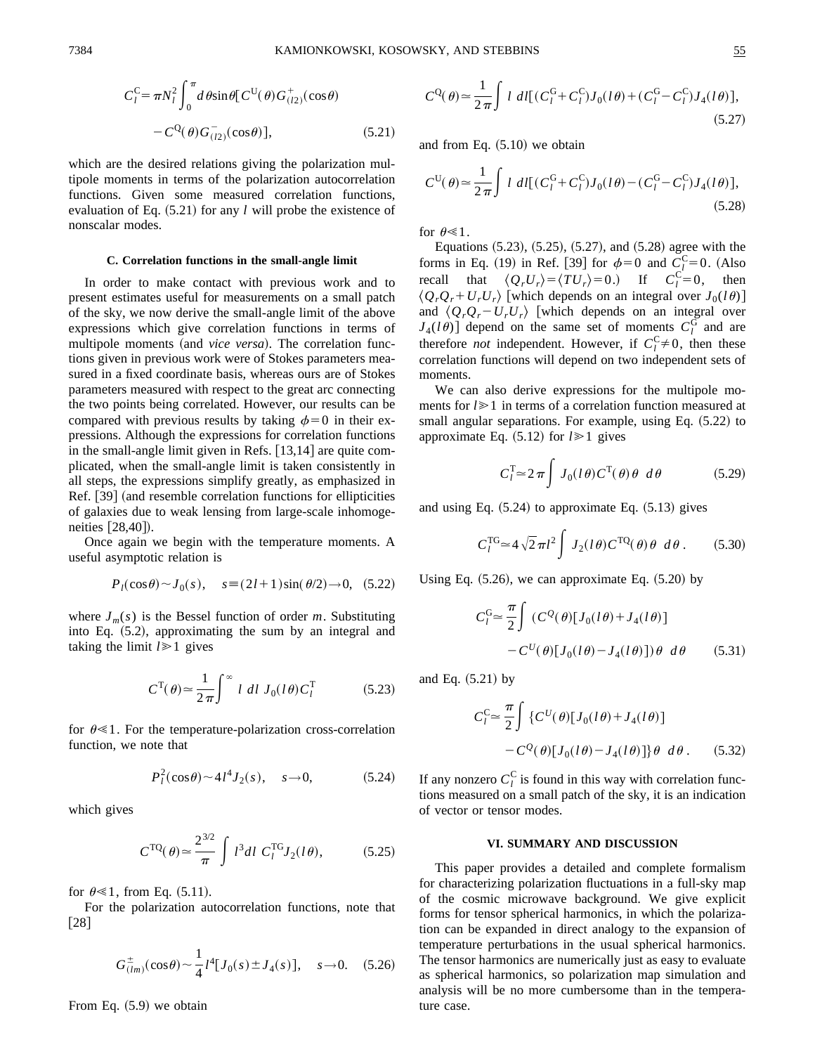$$C_l^{\rm C} = \pi N_l^2 \int_0^\pi d\theta \sin\theta [C^{\rm U}(\theta) G^{+}_{(l2)}(\cos\theta) - C^{\rm Q}(\theta) G^{-}_{(l2)}(\cos\theta)], \tag{5.21}$$

which are the desired relations giving the polarization multipole moments in terms of the polarization autocorrelation functions. Given some measured correlation functions, evaluation of Eq. (5.21) for any $l$ will probe the existence of nonscalar modes.

### C. Correlation functions in the small-angle limit

In order to make contact with previous work and to present estimates useful for measurements on a small patch of the sky, we now derive the small-angle limit of the above expressions which give correlation functions in terms of multipole moments (and *vice versa*). The correlation functions given in previous work were of Stokes parameters measured in a fixed coordinate basis, whereas ours are of Stokes parameters measured with respect to the great arc connecting the two points being correlated. However, our results can be compared with previous results by taking $\phi=0$ in their expressions. Although the expressions for correlation functions in the small-angle limit given in Refs. [13,14] are quite complicated, when the small-angle limit is taken consistently in all steps, the expressions simplify greatly, as emphasized in Ref. [39] (and resemble correlation functions for ellipticities of galaxies due to weak lensing from large-scale inhomogeneities [28,40]).

Once again we begin with the temperature moments. A useful asymptotic relation is

$$P_l(\cos\theta) \sim J_0(s), \quad s \equiv (2l+1)\sin(\theta/2) \to 0, \tag{5.22}$$

where $J_m(s)$ is the Bessel function of order $m$. Substituting into Eq. (5.2), approximating the sum by an integral and taking the limit $l \gg 1$ gives

$$C^{\rm T}(\theta) \simeq \frac{1}{2\pi} \int^\infty l\ dl\ J_0(l\theta) C_l^{\rm T} \tag{5.23}$$

for $\theta \ll 1$. For the temperature-polarization cross-correlation function, we note that

$$P_l^2(\cos\theta) \sim 4 l^4 J_2(s), \quad s \to 0, \tag{5.24}$$

which gives

$$C^{\rm TQ}(\theta) \simeq \frac{2^{3/2}}{\pi} \int l^3 dl\ C_l^{\rm TG} J_2(l\theta), \tag{5.25}$$

for $\theta \ll 1$, from Eq. (5.11).

For the polarization autocorrelation functions, note that [28]

$$G^{\pm}_{(lm)}(\cos\theta) \sim \frac{1}{4} l^4 [J_0(s) \pm J_4(s)], \quad s \to 0. \tag{5.26}$$

From Eq. (5.9) we obtain

$$C^{\rm Q}(\theta) \simeq \frac{1}{2\pi} \int l\ dl [(C_l^{\rm G} + C_l^{\rm C}) J_0(l\theta) + (C_l^{\rm G} - C_l^{\rm C}) J_4(l\theta)], \tag{5.27}$$

and from Eq. (5.10) we obtain

$$C^{\rm U}(\theta) \simeq \frac{1}{2\pi} \int l\ dl [(C_l^{\rm G} + C_l^{\rm C}) J_0(l\theta) - (C_l^{\rm G} - C_l^{\rm C}) J_4(l\theta)], \tag{5.28}$$

for $\theta \ll 1$.

Equations (5.23), (5.25), (5.27), and (5.28) agree with the forms in Eq. (19) in Ref. [39] for $\phi=0$ and $C_l^{\rm C}=0$. (Also recall that $\langle Q_r U_r \rangle = \langle T U_r \rangle = 0$.) If $C_l^{\rm C}=0$, then $\langle Q_r Q_r + U_r U_r \rangle$ [which depends on an integral over $J_0(l\theta)$] and $\langle Q_r Q_r - U_r U_r \rangle$ [which depends on an integral over $J_4(l\theta)$] depend on the same set of moments $C_l^{\rm G}$ and are therefore *not* independent. However, if $C_l^{\rm C} \neq 0$, then these correlation functions will depend on two independent sets of moments.

We can also derive expressions for the multipole moments for $l \gg 1$ in terms of a correlation function measured at small angular separations. For example, using Eq. (5.22) to approximate Eq. (5.12) for $l \gg 1$ gives

$$C_l^{\rm T} \simeq 2\pi \int J_0(l\theta) C^{\rm T}(\theta) \theta\ d\theta \tag{5.29}$$

and using Eq. (5.24) to approximate Eq. (5.13) gives

$$C_l^{\rm TG} \simeq 4\sqrt{2}\pi l^2 \int J_2(l\theta) C^{\rm TQ}(\theta) \theta\ d\theta. \tag{5.30}$$

Using Eq. (5.26), we can approximate Eq. (5.20) by

$$C_l^{\rm G} \simeq \frac{\pi}{2} \int (C^Q(\theta)[J_0(l\theta) + J_4(l\theta)] - C^U(\theta)[J_0(l\theta) - J_4(l\theta)])\theta\ d\theta \tag{5.31}$$

and Eq. (5.21) by

$$C_l^{\rm C} \simeq \frac{\pi}{2} \int \{C^U(\theta)[J_0(l\theta) + J_4(l\theta)] - C^Q(\theta)[J_0(l\theta) - J_4(l\theta)]\}\theta\ d\theta. \tag{5.32}$$

If any nonzero $C_l^{\rm C}$ is found in this way with correlation functions measured on a small patch of the sky, it is an indication of vector or tensor modes.

## VI. SUMMARY AND DISCUSSION

This paper provides a detailed and complete formalism for characterizing polarization fluctuations in a full-sky map of the cosmic microwave background. We give explicit forms for tensor spherical harmonics, in which the polarization can be expanded in direct analogy to the expansion of temperature perturbations in the usual spherical harmonics. The tensor harmonics are numerically just as easy to evaluate as spherical harmonics, so polarization map simulation and analysis will be no more cumbersome than in the temperature case.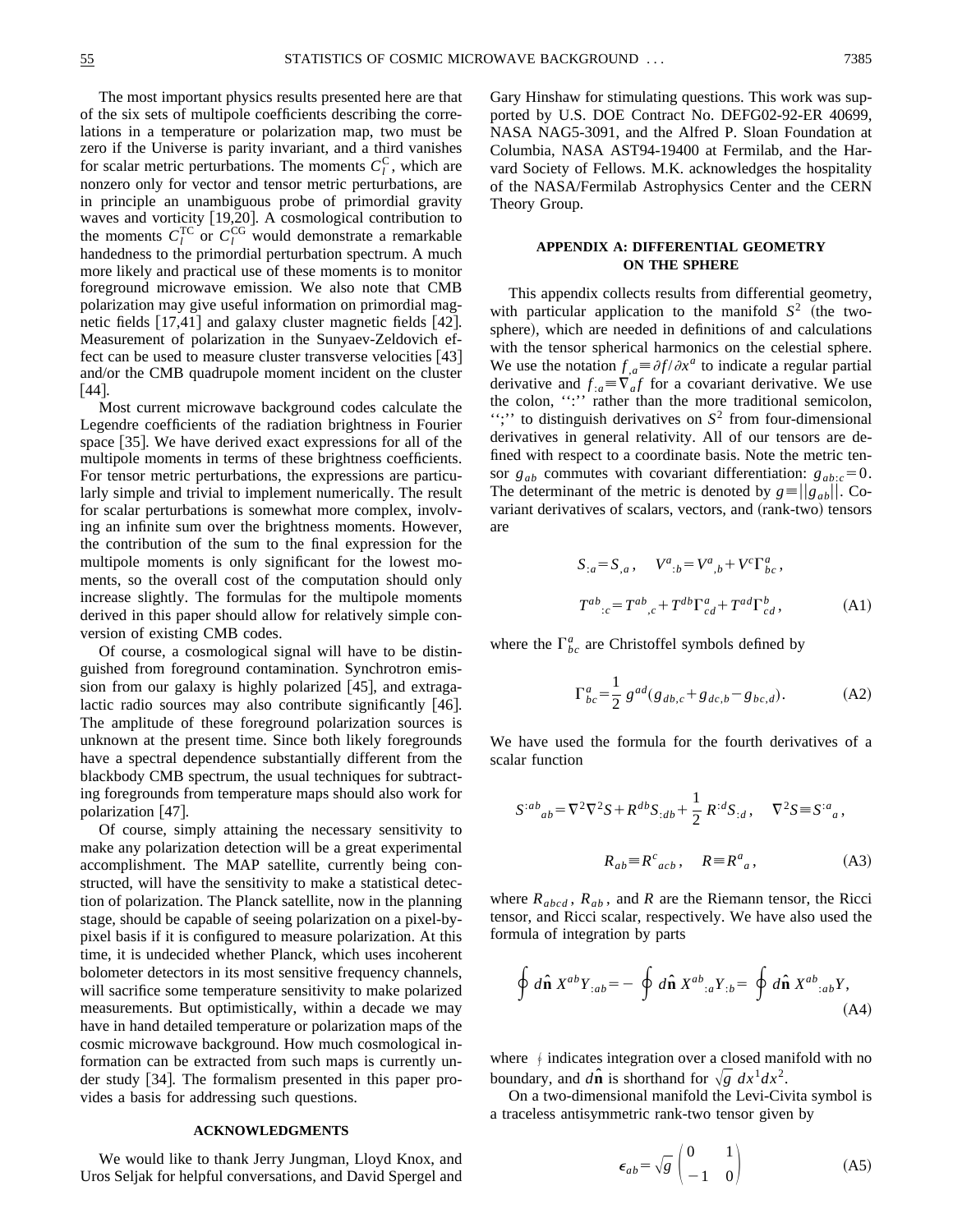The most important physics results presented here are that of the six sets of multipole coefficients describing the correlations in a temperature or polarization map, two must be zero if the Universe is parity invariant, and a third vanishes for scalar metric perturbations. The moments $C_l^{\rm C}$, which are nonzero only for vector and tensor metric perturbations, are in principle an unambiguous probe of primordial gravity waves and vorticity [19,20]. A cosmological contribution to the moments $C_l^{\rm TC}$ or $C_l^{\rm CG}$ would demonstrate a remarkable handedness to the primordial perturbation spectrum. A much more likely and practical use of these moments is to monitor foreground microwave emission. We also note that CMB polarization may give useful information on primordial magnetic fields [17,41] and galaxy cluster magnetic fields [42]. Measurement of polarization in the Sunyaev-Zeldovich effect can be used to measure cluster transverse velocities [43] and/or the CMB quadrupole moment incident on the cluster [44].

Most current microwave background codes calculate the Legendre coefficients of the radiation brightness in Fourier space [35]. We have derived exact expressions for all of the multipole moments in terms of these brightness coefficients. For tensor metric perturbations, the expressions are particularly simple and trivial to implement numerically. The result for scalar perturbations is somewhat more complex, involving an infinite sum over the brightness moments. However, the contribution of the sum to the final expression for the multipole moments is only significant for the lowest moments, so the overall cost of the computation should only increase slightly. The formulas for the multipole moments derived in this paper should allow for relatively simple conversion of existing CMB codes.

Of course, a cosmological signal will have to be distinguished from foreground contamination. Synchrotron emission from our galaxy is highly polarized [45], and extragalactic radio sources may also contribute significantly [46]. The amplitude of these foreground polarization sources is unknown at the present time. Since both likely foregrounds have a spectral dependence substantially different from the blackbody CMB spectrum, the usual techniques for subtracting foregrounds from temperature maps should also work for polarization [47].

Of course, simply attaining the necessary sensitivity to make any polarization detection will be a great experimental accomplishment. The MAP satellite, currently being constructed, will have the sensitivity to make a statistical detection of polarization. The Planck satellite, now in the planning stage, should be capable of seeing polarization on a pixel-by-pixel basis if it is configured to measure polarization. At this time, it is undecided whether Planck, which uses incoherent bolometer detectors in its most sensitive frequency channels, will sacrifice some temperature sensitivity to make polarized measurements. But optimistically, within a decade we may have in hand detailed temperature or polarization maps of the cosmic microwave background. How much cosmological information can be extracted from such maps is currently under study [34]. The formalism presented in this paper provides a basis for addressing such questions.

## ACKNOWLEDGMENTS

We would like to thank Jerry Jungman, Lloyd Knox, and Uros Seljak for helpful conversations, and David Spergel and Gary Hinshaw for stimulating questions. This work was supported by U.S. DOE Contract No. DEFG02-92-ER 40699, NASA NAG5-3091, and the Alfred P. Sloan Foundation at Columbia, NASA AST94-19400 at Fermilab, and the Harvard Society of Fellows. M.K. acknowledges the hospitality of the NASA/Fermilab Astrophysics Center and the CERN Theory Group.

## APPENDIX A: DIFFERENTIAL GEOMETRY ON THE SPHERE

This appendix collects results from differential geometry, with particular application to the manifold $S^2$ (the two-sphere), which are needed in definitions of and calculations with the tensor spherical harmonics on the celestial sphere. We use the notation $f_{,a} \equiv \partial f / \partial x^a$ to indicate a regular partial derivative and $f_{:a} \equiv \nabla_a f$ for a covariant derivative. We use the colon, ":" rather than the more traditional semicolon, ";" to distinguish derivatives on $S^2$ from four-dimensional derivatives in general relativity. All of our tensors are defined with respect to a coordinate basis. Note the metric tensor $g_{ab}$ commutes with covariant differentiation: $g_{ab:c}=0$. The determinant of the metric is denoted by $g \equiv \|g_{ab}\|$. Covariant derivatives of scalars, vectors, and (rank-two) tensors are

$$S_{:a} = S_{,a}, \quad V^a{}_{:b} = V^a{}_{,b} + V^c \Gamma^a_{bc},$$
$$T^{ab}{}_{:c} = T^{ab}{}_{,c} + T^{db}\Gamma^a_{cd} + T^{ad}\Gamma^b_{cd}, \tag{A1}$$

where the $\Gamma^a_{bc}$ are Christoffel symbols defined by

$$\Gamma^a_{bc} = \frac{1}{2} g^{ad}(g_{db,c} + g_{dc,b} - g_{bc,d}). \tag{A2}$$

We have used the formula for the fourth derivatives of a scalar function

$$S^{:ab}{}_{ab} = \nabla^2\nabla^2 S + R^{db} S_{:db} + \frac{1}{2} R^{:d} S_{:d}, \quad \nabla^2 S \equiv S^{:a}{}_a,$$
$$R_{ab} \equiv R^c{}_{acb}, \quad R \equiv R^a{}_a, \tag{A3}$$

where $R_{abcd}$, $R_{ab}$, and $R$ are the Riemann tensor, the Ricci tensor, and Ricci scalar, respectively. We have also used the formula of integration by parts

$$\oint d\hat{\mathbf{n}}\, X^{ab} Y_{:ab} = -\oint d\hat{\mathbf{n}}\, X^{ab}{}_{:a} Y_{:b} = \oint d\hat{\mathbf{n}}\, X^{ab}{}_{:ab} Y, \tag{A4}$$

where $\oint$ indicates integration over a closed manifold with no boundary, and $d\hat{\mathbf{n}}$ is shorthand for $\sqrt{g}\, dx^1 dx^2$.

On a two-dimensional manifold the Levi-Civita symbol is a traceless antisymmetric rank-two tensor given by

$$\epsilon_{ab} = \sqrt{g} \begin{pmatrix} 0 & 1 \\ -1 & 0 \end{pmatrix} \tag{A5}$$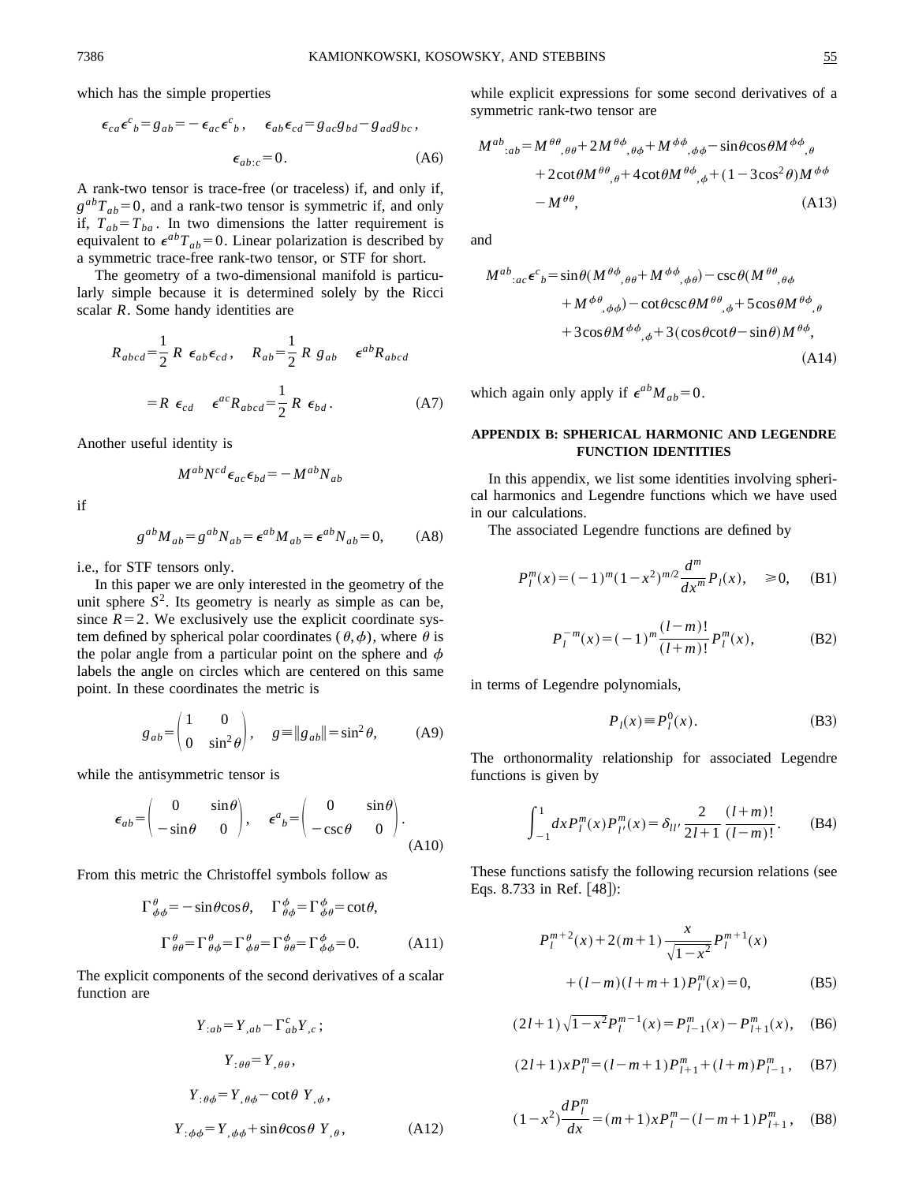which has the simple properties

$$\epsilon_{ca}\epsilon^{c}{}_{b} = g_{ab} = -\epsilon_{ac}\epsilon^{c}{}_{b}, \quad \epsilon_{ab}\epsilon_{cd} = g_{ac}g_{bd} - g_{ad}g_{bc},$$

$$\epsilon_{ab:c} = 0. \tag{A6}$$

A rank-two tensor is trace-free (or traceless) if, and only if, $g^{ab}T_{ab}=0$, and a rank-two tensor is symmetric if, and only if, $T_{ab}=T_{ba}$. In two dimensions the latter requirement is equivalent to $\epsilon^{ab}T_{ab}=0$. Linear polarization is described by a symmetric trace-free rank-two tensor, or STF for short.

The geometry of a two-dimensional manifold is particularly simple because it is determined solely by the Ricci scalar $R$. Some handy identities are

$$R_{abcd} = \frac{1}{2}\,R\;\epsilon_{ab}\epsilon_{cd}, \quad R_{ab} = \frac{1}{2}\,R\;g_{ab} \quad \epsilon^{ab}R_{abcd}$$

$$= R\;\epsilon_{cd} \quad \epsilon^{ac}R_{abcd} = \frac{1}{2}\,R\;\epsilon_{bd}. \tag{A7}$$

Another useful identity is

$$M^{ab}N^{cd}\epsilon_{ac}\epsilon_{bd} = -M^{ab}N_{ab}$$

if

$$g^{ab}M_{ab} = g^{ab}N_{ab} = \epsilon^{ab}M_{ab} = \epsilon^{ab}N_{ab} = 0, \tag{A8}$$

i.e., for STF tensors only.

In this paper we are only interested in the geometry of the unit sphere $S^2$. Its geometry is nearly as simple as can be, since $R=2$. We exclusively use the explicit coordinate system defined by spherical polar coordinates $(\theta,\phi)$, where $\theta$ is the polar angle from a particular point on the sphere and $\phi$ labels the angle on circles which are centered on this same point. In these coordinates the metric is

$$g_{ab} = \begin{pmatrix} 1 & 0 \\ 0 & \sin^2\theta \end{pmatrix}, \quad g \equiv \|g_{ab}\| = \sin^2\theta, \tag{A9}$$

while the antisymmetric tensor is

$$\epsilon_{ab} = \begin{pmatrix} 0 & \sin\theta \\ -\sin\theta & 0 \end{pmatrix}, \quad \epsilon^{a}{}_{b} = \begin{pmatrix} 0 & \sin\theta \\ -\csc\theta & 0 \end{pmatrix}. \tag{A10}$$

From this metric the Christoffel symbols follow as

$$\Gamma^{\theta}_{\phi\phi} = -\sin\theta\cos\theta, \quad \Gamma^{\phi}_{\theta\phi} = \Gamma^{\phi}_{\phi\theta} = \cot\theta,$$

$$\Gamma^{\theta}_{\theta\theta} = \Gamma^{\theta}_{\theta\phi} = \Gamma^{\theta}_{\phi\theta} = \Gamma^{\phi}_{\theta\theta} = \Gamma^{\phi}_{\phi\phi} = 0. \tag{A11}$$

The explicit components of the second derivatives of a scalar function are

$$Y_{:ab} = Y_{,ab} - \Gamma^{c}_{ab}Y_{,c};$$

$$Y_{:\theta\theta} = Y_{,\theta\theta},$$

$$Y_{:\theta\phi} = Y_{,\theta\phi} - \cot\theta\;Y_{,\phi},$$

$$Y_{:\phi\phi} = Y_{,\phi\phi} + \sin\theta\cos\theta\;Y_{,\theta}, \tag{A12}$$

while explicit expressions for some second derivatives of a symmetric rank-two tensor are

$$\begin{aligned} M^{ab}{}_{:ab} = {} & M^{\theta\theta}{}_{,\theta\theta} + 2M^{\theta\phi}{}_{,\theta\phi} + M^{\phi\phi}{}_{,\phi\phi} - \sin\theta\cos\theta M^{\phi\phi}{}_{,\theta} \\ & + 2\cot\theta M^{\theta\theta}{}_{,\theta} + 4\cot\theta M^{\theta\phi}{}_{,\phi} + (1-3\cos^2\theta)M^{\phi\phi} \\ & - M^{\theta\theta}, \end{aligned} \tag{A13}$$

and

$$\begin{aligned} M^{ab}{}_{:ac}\epsilon^{c}{}_{b} = {} & \sin\theta(M^{\theta\phi}{}_{,\theta\theta} + M^{\phi\phi}{}_{,\phi\theta}) - \csc\theta(M^{\theta\theta}{}_{,\theta\phi} \\ & + M^{\phi\theta}{}_{,\phi\phi}) - \cot\theta\csc\theta M^{\theta\theta}{}_{,\phi} + 5\cos\theta M^{\theta\phi}{}_{,\theta} \\ & + 3\cos\theta M^{\phi\phi}{}_{,\phi} + 3(\cos\theta\cot\theta - \sin\theta)M^{\theta\phi}, \end{aligned} \tag{A14}$$

which again only apply if $\epsilon^{ab}M_{ab}=0$.

## APPENDIX B: SPHERICAL HARMONIC AND LEGENDRE FUNCTION IDENTITIES

In this appendix, we list some identities involving spherical harmonics and Legendre functions which we have used in our calculations.

The associated Legendre functions are defined by

$$P_l^m(x) = (-1)^m(1-x^2)^{m/2}\frac{d^m}{dx^m}P_l(x), \quad \geqslant 0, \tag{B1}$$

$$P_l^{-m}(x) = (-1)^m\frac{(l-m)!}{(l+m)!}P_l^m(x), \tag{B2}$$

in terms of Legendre polynomials,

$$P_l(x) \equiv P_l^0(x). \tag{B3}$$

The orthonormality relationship for associated Legendre functions is given by

$$\int_{-1}^{1} dx P_l^m(x)P_{l'}^m(x) = \delta_{ll'}\frac{2}{2l+1}\frac{(l+m)!}{(l-m)!}. \tag{B4}$$

These functions satisfy the following recursion relations (see Eqs. 8.733 in Ref. [48]):

$$P_l^{m+2}(x) + 2(m+1)\frac{x}{\sqrt{1-x^2}}P_l^{m+1}(x)$$

$$+ (l-m)(l+m+1)P_l^m(x) = 0, \tag{B5}$$

$$(2l+1)\sqrt{1-x^2}P_l^{m-1}(x) = P_{l-1}^m(x) - P_{l+1}^m(x), \tag{B6}$$

$$(2l+1)xP_l^m = (l-m+1)P_{l+1}^m + (l+m)P_{l-1}^m, \tag{B7}$$

$$(1-x^2)\frac{dP_l^m}{dx} = (m+1)xP_l^m - (l-m+1)P_{l+1}^m, \tag{B8}$$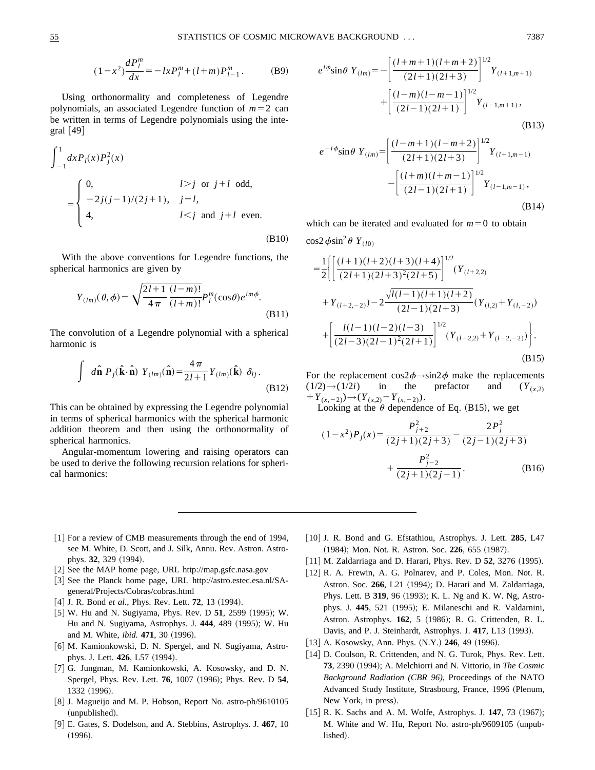$$(1-x^2)\frac{dP_l^m}{dx}=-lxP_l^m+(l+m)P_{l-1}^m. \tag{B9}$$

Using orthonormality and completeness of Legendre polynomials, an associated Legendre function of $m=2$ can be written in terms of Legendre polynomials using the integral [49]

$$\int_{-1}^{1}dxP_l(x)P_j^2(x)$$

$$=\begin{cases} 0, & l>j \text{ or } j+l \text{ odd}, \\ -2j(j-1)/(2j+1), & j=l, \\ 4, & l<j \text{ and } j+l \text{ even}. \end{cases} \tag{B10}$$

With the above conventions for Legendre functions, the spherical harmonics are given by

$$Y_{(lm)}(\theta,\phi)=\sqrt{\frac{2l+1}{4\pi}\frac{(l-m)!}{(l+m)!}}P_l^m(\cos\theta)e^{im\phi}. \tag{B11}$$

The convolution of a Legendre polynomial with a spherical harmonic is

$$\int d\hat{\mathbf{n}}\, P_j(\hat{\mathbf{k}}\cdot\hat{\mathbf{n}})\, Y_{(lm)}(\hat{\mathbf{n}})=\frac{4\pi}{2l+1}Y_{(lm)}(\hat{\mathbf{k}})\,\delta_{lj}. \tag{B12}$$

This can be obtained by expressing the Legendre polynomial in terms of spherical harmonics with the spherical harmonic addition theorem and then using the orthonormality of spherical harmonics.

Angular-momentum lowering and raising operators can be used to derive the following recursion relations for spherical harmonics:

$$e^{i\phi}\sin\theta\, Y_{(lm)}=-\left[\frac{(l+m+1)(l+m+2)}{(2l+1)(2l+3)}\right]^{1/2}Y_{(l+1,m+1)}+\left[\frac{(l-m)(l-m-1)}{(2l-1)(2l+1)}\right]^{1/2}Y_{(l-1,m+1)}, \tag{B13}$$

$$e^{-i\phi}\sin\theta\, Y_{(lm)}=\left[\frac{(l-m+1)(l-m+2)}{(2l+1)(2l+3)}\right]^{1/2}Y_{(l+1,m-1)}-\left[\frac{(l+m)(l+m-1)}{(2l-1)(2l+1)}\right]^{1/2}Y_{(l-1,m-1)}, \tag{B14}$$

which can be iterated and evaluated for $m=0$ to obtain

$$\cos2\phi\sin^2\theta\, Y_{(l0)}$$
$$=\frac{1}{2}\Bigg\{\left[\frac{(l+1)(l+2)(l+3)(l+4)}{(2l+1)(2l+3)^2(2l+5)}\right]^{1/2}(Y_{(l+2,2)}+Y_{(l+2,-2)})-2\frac{\sqrt{l(l-1)(l+1)(l+2)}}{(2l-1)(2l+3)}(Y_{(l,2)}+Y_{(l,-2)})+\left[\frac{l(l-1)(l-2)(l-3)}{(2l-3)(2l-1)^2(2l+1)}\right]^{1/2}(Y_{(l-2,2)}+Y_{(l-2,-2)})\Bigg\}. \tag{B15}$$

For the replacement $\cos2\phi\rightarrow\sin2\phi$ make the replacements $(1/2)\rightarrow(1/2i)$ in the prefactor and $(Y_{(x,2)}+Y_{(x,-2)})\rightarrow(Y_{(x,2)}-Y_{(x,-2)})$.

Looking at the $\theta$ dependence of Eq. (B15), we get

$$(1-x^2)P_j(x)=\frac{P_{j+2}^2}{(2j+1)(2j+3)}-\frac{2P_j^2}{(2j-1)(2j+3)}+\frac{P_{j-2}^2}{(2j+1)(2j-1)}. \tag{B16}$$

---

[1] For a review of CMB measurements through the end of 1994, see M. White, D. Scott, and J. Silk, Annu. Rev. Astron. Astrophys. **32**, 329 (1994).

[2] See the MAP home page, URL http://map.gsfc.nasa.gov

[3] See the Planck home page, URL http://astro.estec.esa.nl/SA-general/Projects/Cobras/cobras.html

[4] J. R. Bond *et al.*, Phys. Rev. Lett. **72**, 13 (1994).

[5] W. Hu and N. Sugiyama, Phys. Rev. D **51**, 2599 (1995); W. Hu and N. Sugiyama, Astrophys. J. **444**, 489 (1995); W. Hu and M. White, *ibid.* **471**, 30 (1996).

[6] M. Kamionkowski, D. N. Spergel, and N. Sugiyama, Astrophys. J. Lett. **426**, L57 (1994).

[7] G. Jungman, M. Kamionkowski, A. Kosowsky, and D. N. Spergel, Phys. Rev. Lett. **76**, 1007 (1996); Phys. Rev. D **54**, 1332 (1996).

[8] J. Magueijo and M. P. Hobson, Report No. astro-ph/9610105 (unpublished).

[9] E. Gates, S. Dodelson, and A. Stebbins, Astrophys. J. **467**, 10 (1996).

[10] J. R. Bond and G. Efstathiou, Astrophys. J. Lett. **285**, L47 (1984); Mon. Not. R. Astron. Soc. **226**, 655 (1987).

[11] M. Zaldarriaga and D. Harari, Phys. Rev. D **52**, 3276 (1995).

[12] R. A. Frewin, A. G. Polnarev, and P. Coles, Mon. Not. R. Astron. Soc. **266**, L21 (1994); D. Harari and M. Zaldarriaga, Phys. Lett. B **319**, 96 (1993); K. L. Ng and K. W. Ng, Astrophys. J. **445**, 521 (1995); E. Milaneschi and R. Valdarnini, Astron. Astrophys. **162**, 5 (1986); R. G. Crittenden, R. L. Davis, and P. J. Steinhardt, Astrophys. J. **417**, L13 (1993).

[13] A. Kosowsky, Ann. Phys. (N.Y.) **246**, 49 (1996).

[14] D. Coulson, R. Crittenden, and N. G. Turok, Phys. Rev. Lett. **73**, 2390 (1994); A. Melchiorri and N. Vittorio, in *The Cosmic Background Radiation (CBR 96)*, Proceedings of the NATO Advanced Study Institute, Strasbourg, France, 1996 (Plenum, New York, in press).

[15] R. K. Sachs and A. M. Wolfe, Astrophys. J. **147**, 73 (1967); M. White and W. Hu, Report No. astro-ph/9609105 (unpublished).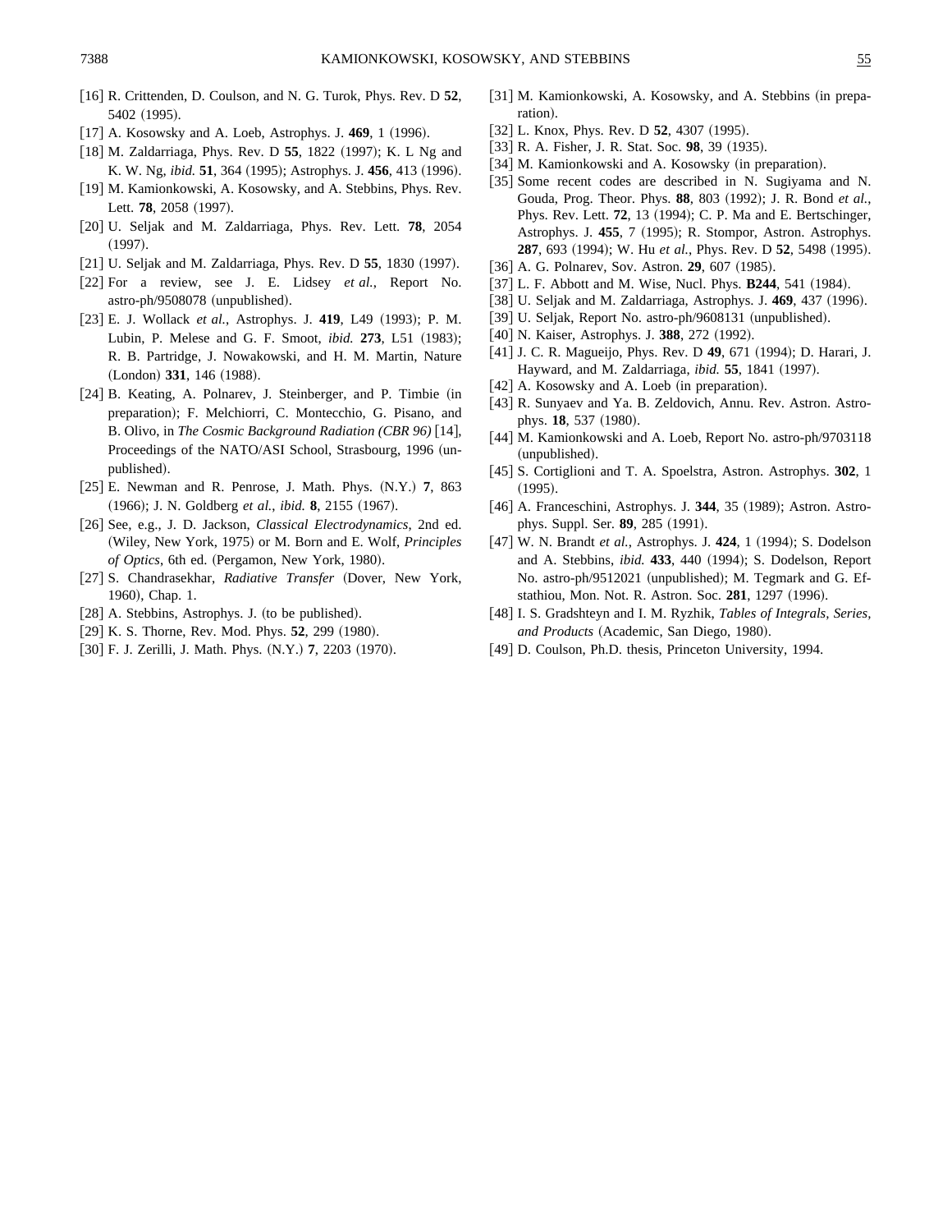[16] R. Crittenden, D. Coulson, and N. G. Turok, Phys. Rev. D **52**, 5402 (1995).

[17] A. Kosowsky and A. Loeb, Astrophys. J. **469**, 1 (1996).

[18] M. Zaldarriaga, Phys. Rev. D **55**, 1822 (1997); K. L Ng and K. W. Ng, *ibid.* **51**, 364 (1995); Astrophys. J. **456**, 413 (1996).

[19] M. Kamionkowski, A. Kosowsky, and A. Stebbins, Phys. Rev. Lett. **78**, 2058 (1997).

[20] U. Seljak and M. Zaldarriaga, Phys. Rev. Lett. **78**, 2054 (1997).

[21] U. Seljak and M. Zaldarriaga, Phys. Rev. D **55**, 1830 (1997).

[22] For a review, see J. E. Lidsey *et al.*, Report No. astro-ph/9508078 (unpublished).

[23] E. J. Wollack *et al.*, Astrophys. J. **419**, L49 (1993); P. M. Lubin, P. Melese and G. F. Smoot, *ibid.* **273**, L51 (1983); R. B. Partridge, J. Nowakowski, and H. M. Martin, Nature (London) **331**, 146 (1988).

[24] B. Keating, A. Polnarev, J. Steinberger, and P. Timbie (in preparation); F. Melchiorri, C. Montecchio, G. Pisano, and B. Olivo, in *The Cosmic Background Radiation (CBR 96)* [14], Proceedings of the NATO/ASI School, Strasbourg, 1996 (unpublished).

[25] E. Newman and R. Penrose, J. Math. Phys. (N.Y.) **7**, 863 (1966); J. N. Goldberg *et al.*, *ibid.* **8**, 2155 (1967).

[26] See, e.g., J. D. Jackson, *Classical Electrodynamics*, 2nd ed. (Wiley, New York, 1975) or M. Born and E. Wolf, *Principles of Optics*, 6th ed. (Pergamon, New York, 1980).

[27] S. Chandrasekhar, *Radiative Transfer* (Dover, New York, 1960), Chap. 1.

[28] A. Stebbins, Astrophys. J. (to be published).

[29] K. S. Thorne, Rev. Mod. Phys. **52**, 299 (1980).

[30] F. J. Zerilli, J. Math. Phys. (N.Y.) **7**, 2203 (1970).

[31] M. Kamionkowski, A. Kosowsky, and A. Stebbins (in preparation).

[32] L. Knox, Phys. Rev. D **52**, 4307 (1995).

[33] R. A. Fisher, J. R. Stat. Soc. **98**, 39 (1935).

[34] M. Kamionkowski and A. Kosowsky (in preparation).

[35] Some recent codes are described in N. Sugiyama and N. Gouda, Prog. Theor. Phys. **88**, 803 (1992); J. R. Bond *et al.*, Phys. Rev. Lett. **72**, 13 (1994); C. P. Ma and E. Bertschinger, Astrophys. J. **455**, 7 (1995); R. Stompor, Astron. Astrophys. **287**, 693 (1994); W. Hu *et al.*, Phys. Rev. D **52**, 5498 (1995).

[36] A. G. Polnarev, Sov. Astron. **29**, 607 (1985).

[37] L. F. Abbott and M. Wise, Nucl. Phys. **B244**, 541 (1984).

[38] U. Seljak and M. Zaldarriaga, Astrophys. J. **469**, 437 (1996).

[39] U. Seljak, Report No. astro-ph/9608131 (unpublished).

[40] N. Kaiser, Astrophys. J. **388**, 272 (1992).

[41] J. C. R. Magueijo, Phys. Rev. D **49**, 671 (1994); D. Harari, J. Hayward, and M. Zaldarriaga, *ibid.* **55**, 1841 (1997).

[42] A. Kosowsky and A. Loeb (in preparation).

[43] R. Sunyaev and Ya. B. Zeldovich, Annu. Rev. Astron. Astrophys. **18**, 537 (1980).

[44] M. Kamionkowski and A. Loeb, Report No. astro-ph/9703118 (unpublished).

[45] S. Cortiglioni and T. A. Spoelstra, Astron. Astrophys. **302**, 1 (1995).

[46] A. Franceschini, Astrophys. J. **344**, 35 (1989); Astron. Astrophys. Suppl. Ser. **89**, 285 (1991).

[47] W. N. Brandt *et al.*, Astrophys. J. **424**, 1 (1994); S. Dodelson and A. Stebbins, *ibid.* **433**, 440 (1994); S. Dodelson, Report No. astro-ph/9512021 (unpublished); M. Tegmark and G. Efstathiou, Mon. Not. R. Astron. Soc. **281**, 1297 (1996).

[48] I. S. Gradshteyn and I. M. Ryzhik, *Tables of Integrals, Series, and Products* (Academic, San Diego, 1980).

[49] D. Coulson, Ph.D. thesis, Princeton University, 1994.